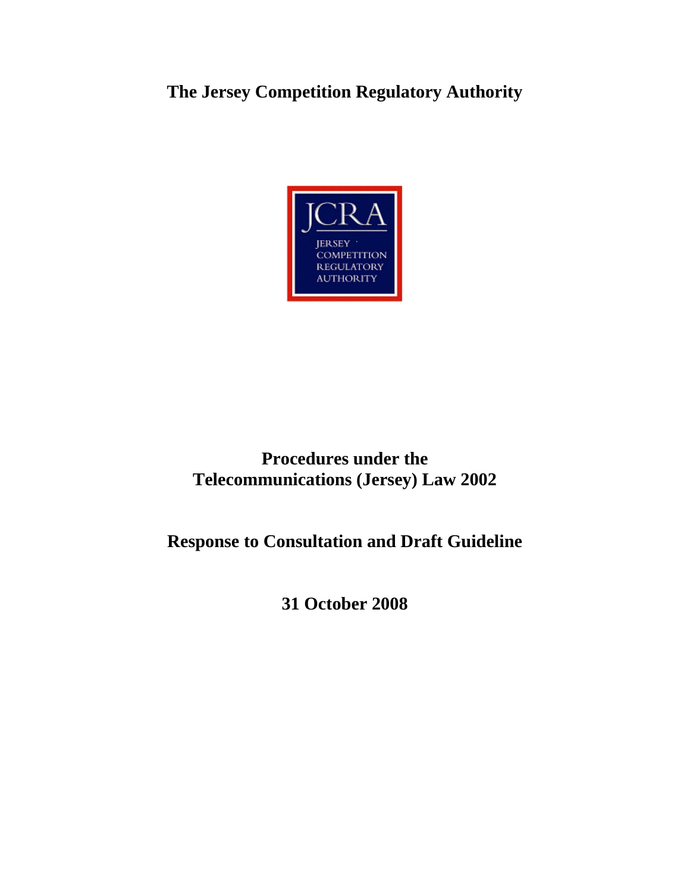# The Jersey Competition Regulatory Authority

## Procedures under the Telecommunications (Jersey) Law 2002

## Response to Consultation and Draft Guideline

**31 October 2008**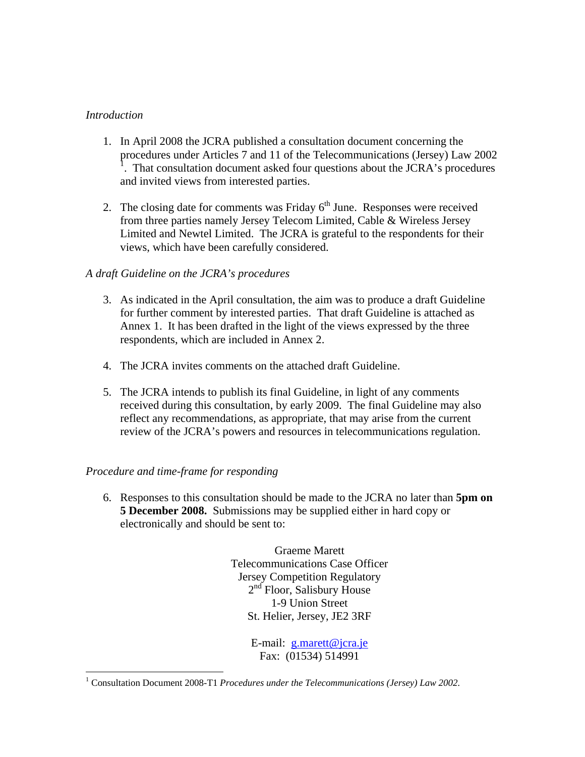*Introduction*

1. In April 2008 the JCRA published a consultation document concerning the procedures under Articles 7 and 11 of the Telecommunications (Jersey) Law 2002 [1]. That consultation document asked four questions about the JCRA's procedures and invited views from interested parties.

2. The closing date for comments was Friday 6th June. Responses were received from three parties namely Jersey Telecom Limited, Cable & Wireless Jersey Limited and Newtel Limited. The JCRA is grateful to the respondents for their views, which have been carefully considered.

*A draft Guideline on the JCRA's procedures*

3. As indicated in the April consultation, the aim was to produce a draft Guideline for further comment by interested parties. That draft Guideline is attached as Annex 1. It has been drafted in the light of the views expressed by the three respondents, which are included in Annex 2.

4. The JCRA invites comments on the attached draft Guideline.

5. The JCRA intends to publish its final Guideline, in light of any comments received during this consultation, by early 2009. The final Guideline may also reflect any recommendations, as appropriate, that may arise from the current review of the JCRA's powers and resources in telecommunications regulation.

*Procedure and time-frame for responding*

6. Responses to this consultation should be made to the JCRA no later than **5pm on 5 December 2008.** Submissions may be supplied either in hard copy or electronically and should be sent to:

Graeme Marett
Telecommunications Case Officer
Jersey Competition Regulatory
2nd Floor, Salisbury House
1-9 Union Street
St. Helier, Jersey, JE2 3RF

E-mail: g.marett@jcra.je
Fax: (01534) 514991

[1] Consultation Document 2008-T1 *Procedures under the Telecommunications (Jersey) Law 2002.*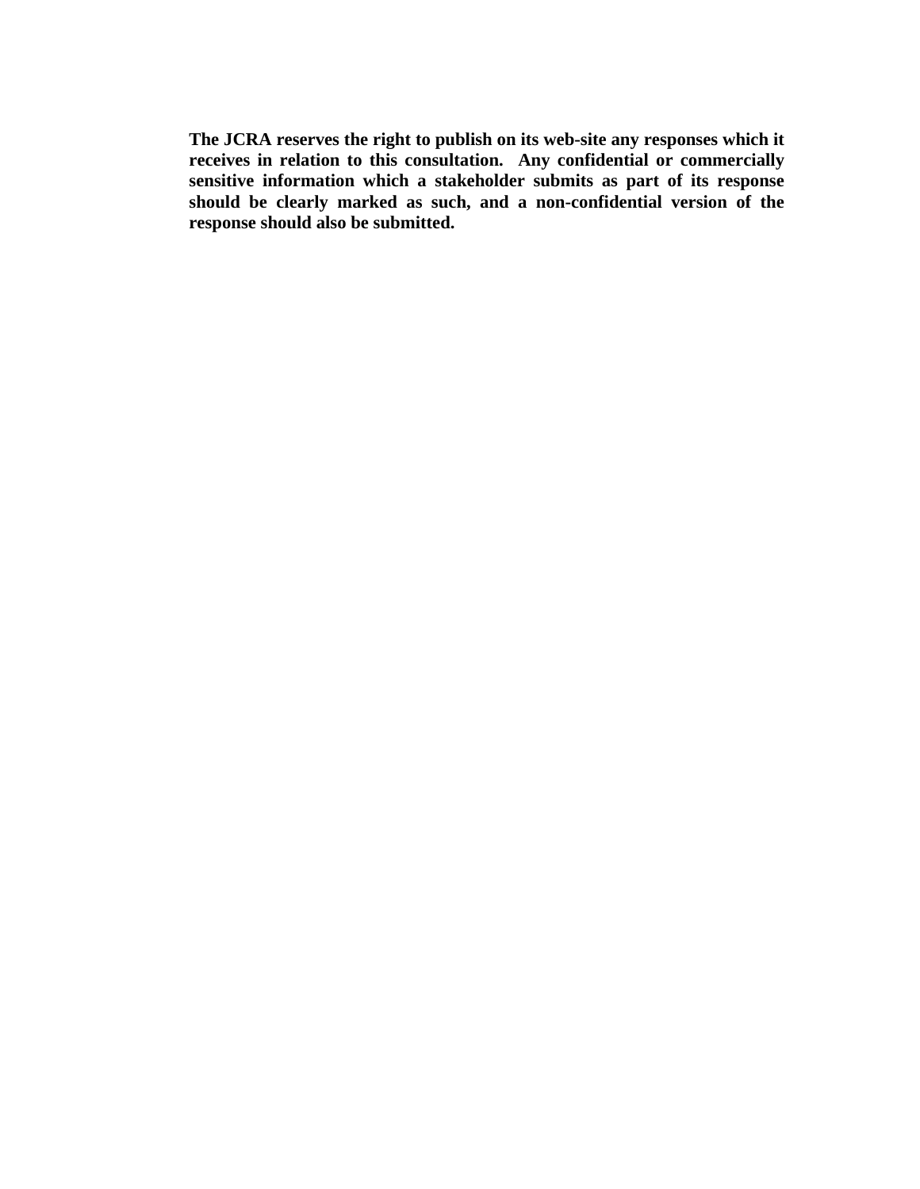**The JCRA reserves the right to publish on its web-site any responses which it receives in relation to this consultation. Any confidential or commercially sensitive information which a stakeholder submits as part of its response should be clearly marked as such, and a non-confidential version of the response should also be submitted.**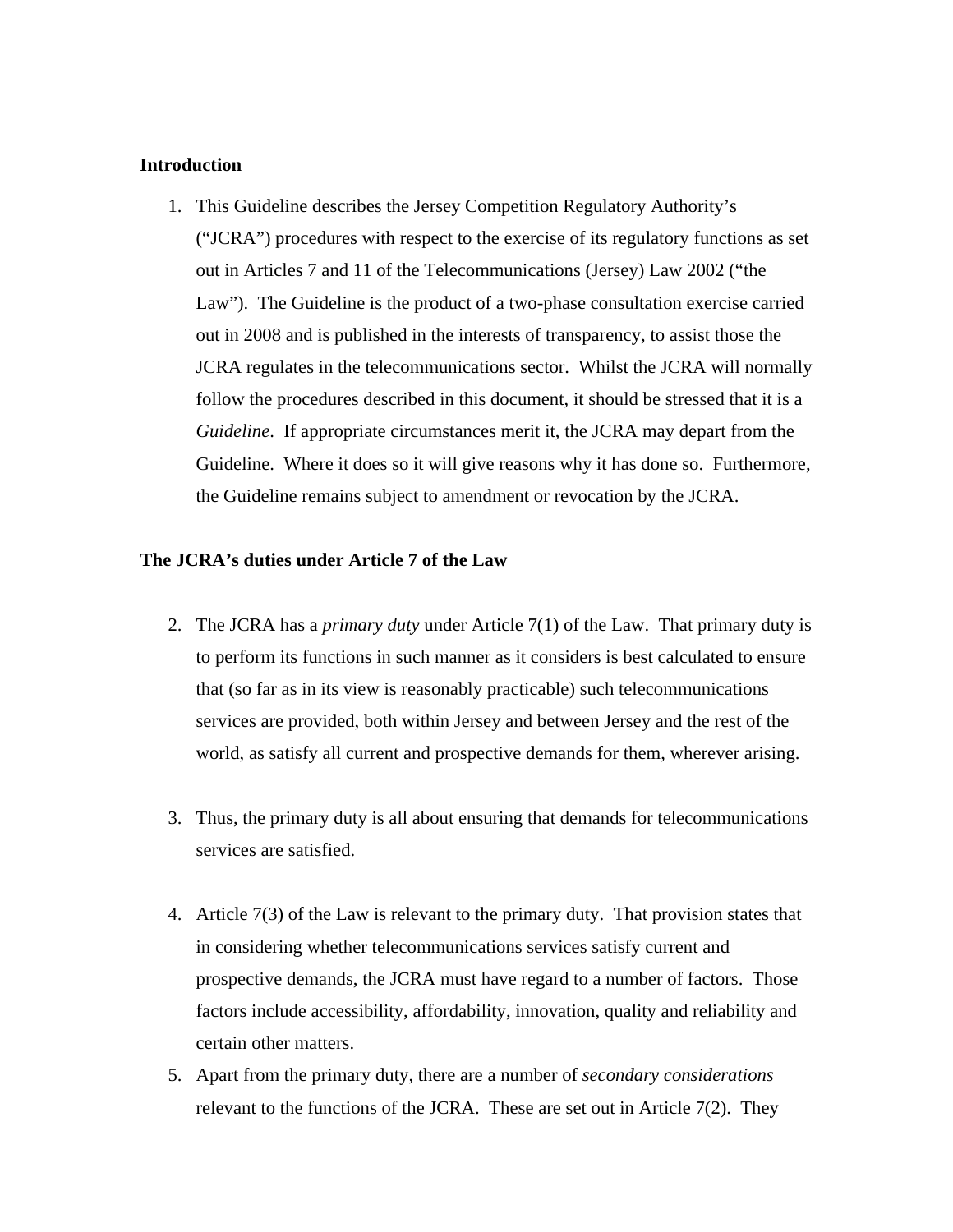**Introduction**

1. This Guideline describes the Jersey Competition Regulatory Authority's ("JCRA") procedures with respect to the exercise of its regulatory functions as set out in Articles 7 and 11 of the Telecommunications (Jersey) Law 2002 ("the Law"). The Guideline is the product of a two-phase consultation exercise carried out in 2008 and is published in the interests of transparency, to assist those the JCRA regulates in the telecommunications sector. Whilst the JCRA will normally follow the procedures described in this document, it should be stressed that it is a *Guideline*. If appropriate circumstances merit it, the JCRA may depart from the Guideline. Where it does so it will give reasons why it has done so. Furthermore, the Guideline remains subject to amendment or revocation by the JCRA.

**The JCRA's duties under Article 7 of the Law**

2. The JCRA has a *primary duty* under Article 7(1) of the Law. That primary duty is to perform its functions in such manner as it considers is best calculated to ensure that (so far as in its view is reasonably practicable) such telecommunications services are provided, both within Jersey and between Jersey and the rest of the world, as satisfy all current and prospective demands for them, wherever arising.

3. Thus, the primary duty is all about ensuring that demands for telecommunications services are satisfied.

4. Article 7(3) of the Law is relevant to the primary duty. That provision states that in considering whether telecommunications services satisfy current and prospective demands, the JCRA must have regard to a number of factors. Those factors include accessibility, affordability, innovation, quality and reliability and certain other matters.

5. Apart from the primary duty, there are a number of *secondary considerations* relevant to the functions of the JCRA. These are set out in Article 7(2). They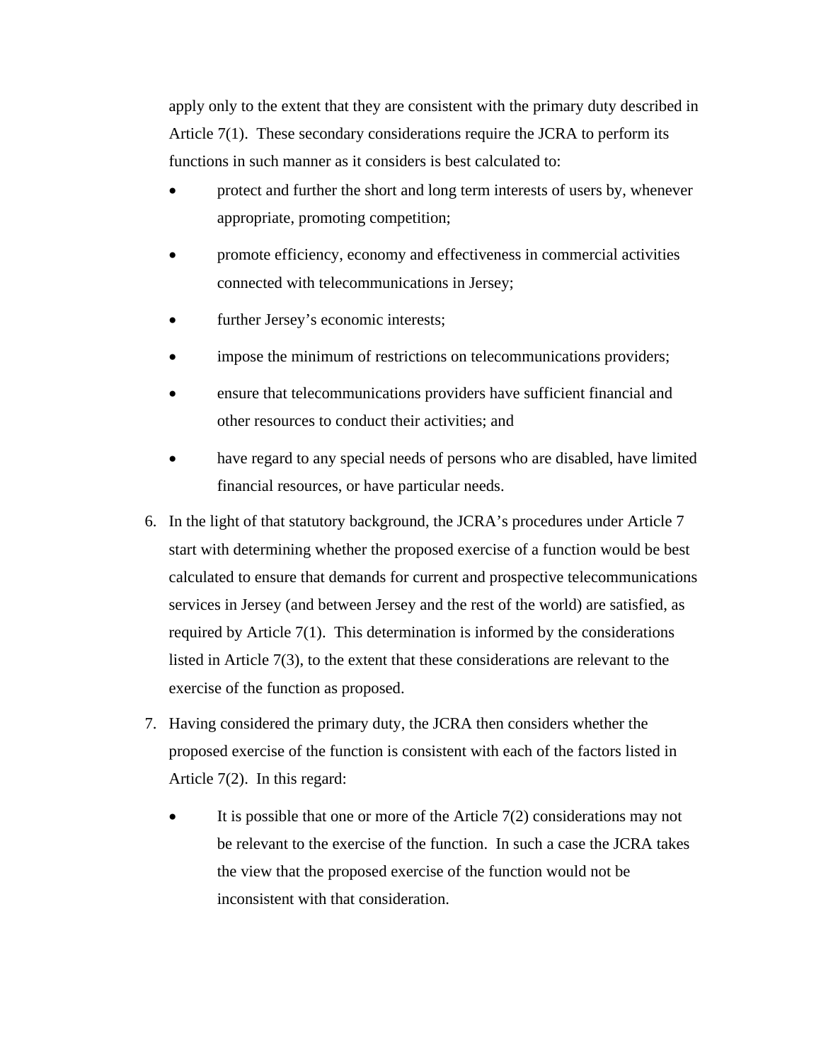apply only to the extent that they are consistent with the primary duty described in Article 7(1). These secondary considerations require the JCRA to perform its functions in such manner as it considers is best calculated to:

- protect and further the short and long term interests of users by, whenever appropriate, promoting competition;
- promote efficiency, economy and effectiveness in commercial activities connected with telecommunications in Jersey;
- further Jersey's economic interests;
- impose the minimum of restrictions on telecommunications providers;
- ensure that telecommunications providers have sufficient financial and other resources to conduct their activities; and
- have regard to any special needs of persons who are disabled, have limited financial resources, or have particular needs.

6. In the light of that statutory background, the JCRA's procedures under Article 7 start with determining whether the proposed exercise of a function would be best calculated to ensure that demands for current and prospective telecommunications services in Jersey (and between Jersey and the rest of the world) are satisfied, as required by Article 7(1). This determination is informed by the considerations listed in Article 7(3), to the extent that these considerations are relevant to the exercise of the function as proposed.

7. Having considered the primary duty, the JCRA then considers whether the proposed exercise of the function is consistent with each of the factors listed in Article 7(2). In this regard:

   - It is possible that one or more of the Article 7(2) considerations may not be relevant to the exercise of the function. In such a case the JCRA takes the view that the proposed exercise of the function would not be inconsistent with that consideration.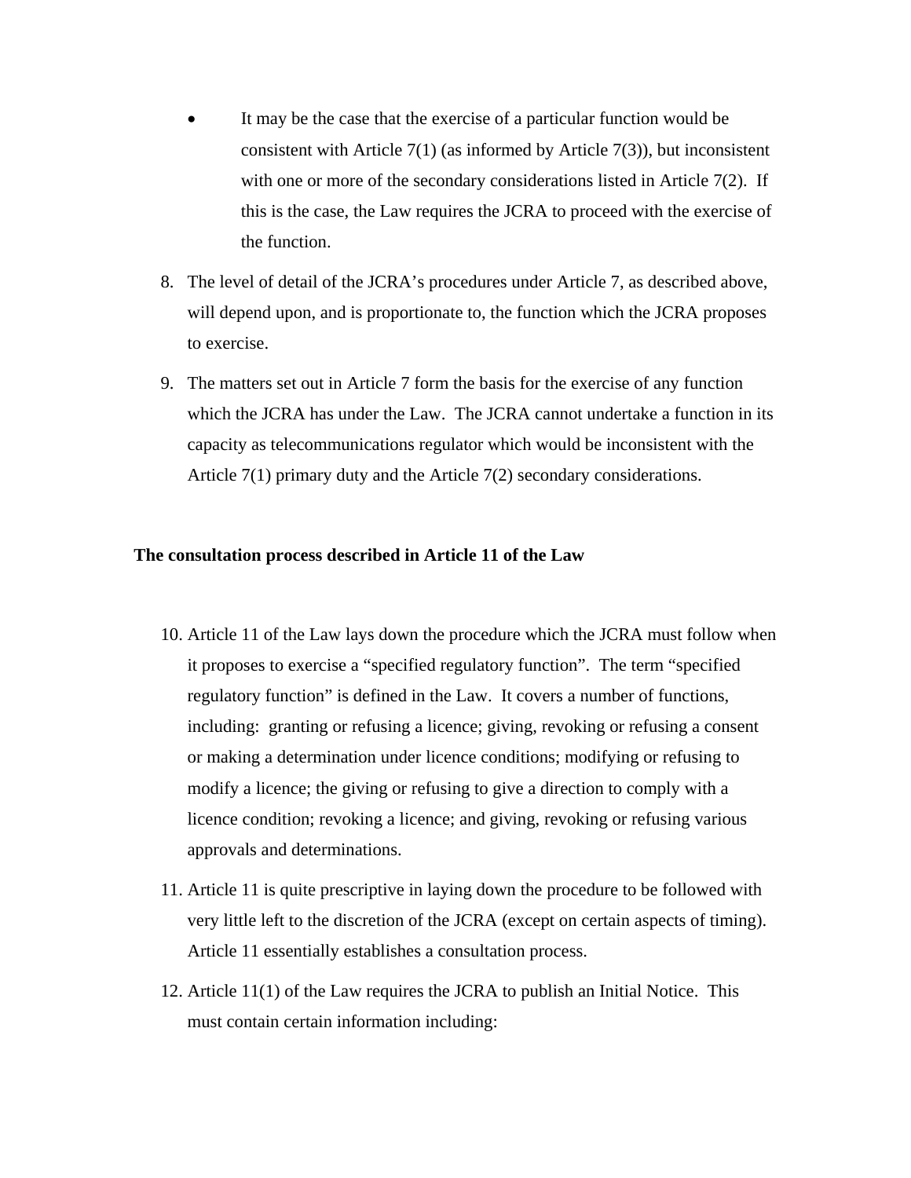- It may be the case that the exercise of a particular function would be consistent with Article 7(1) (as informed by Article 7(3)), but inconsistent with one or more of the secondary considerations listed in Article 7(2). If this is the case, the Law requires the JCRA to proceed with the exercise of the function.

8. The level of detail of the JCRA's procedures under Article 7, as described above, will depend upon, and is proportionate to, the function which the JCRA proposes to exercise.

9. The matters set out in Article 7 form the basis for the exercise of any function which the JCRA has under the Law. The JCRA cannot undertake a function in its capacity as telecommunications regulator which would be inconsistent with the Article 7(1) primary duty and the Article 7(2) secondary considerations.

**The consultation process described in Article 11 of the Law**

10. Article 11 of the Law lays down the procedure which the JCRA must follow when it proposes to exercise a "specified regulatory function". The term "specified regulatory function" is defined in the Law. It covers a number of functions, including: granting or refusing a licence; giving, revoking or refusing a consent or making a determination under licence conditions; modifying or refusing to modify a licence; the giving or refusing to give a direction to comply with a licence condition; revoking a licence; and giving, revoking or refusing various approvals and determinations.

11. Article 11 is quite prescriptive in laying down the procedure to be followed with very little left to the discretion of the JCRA (except on certain aspects of timing). Article 11 essentially establishes a consultation process.

12. Article 11(1) of the Law requires the JCRA to publish an Initial Notice. This must contain certain information including: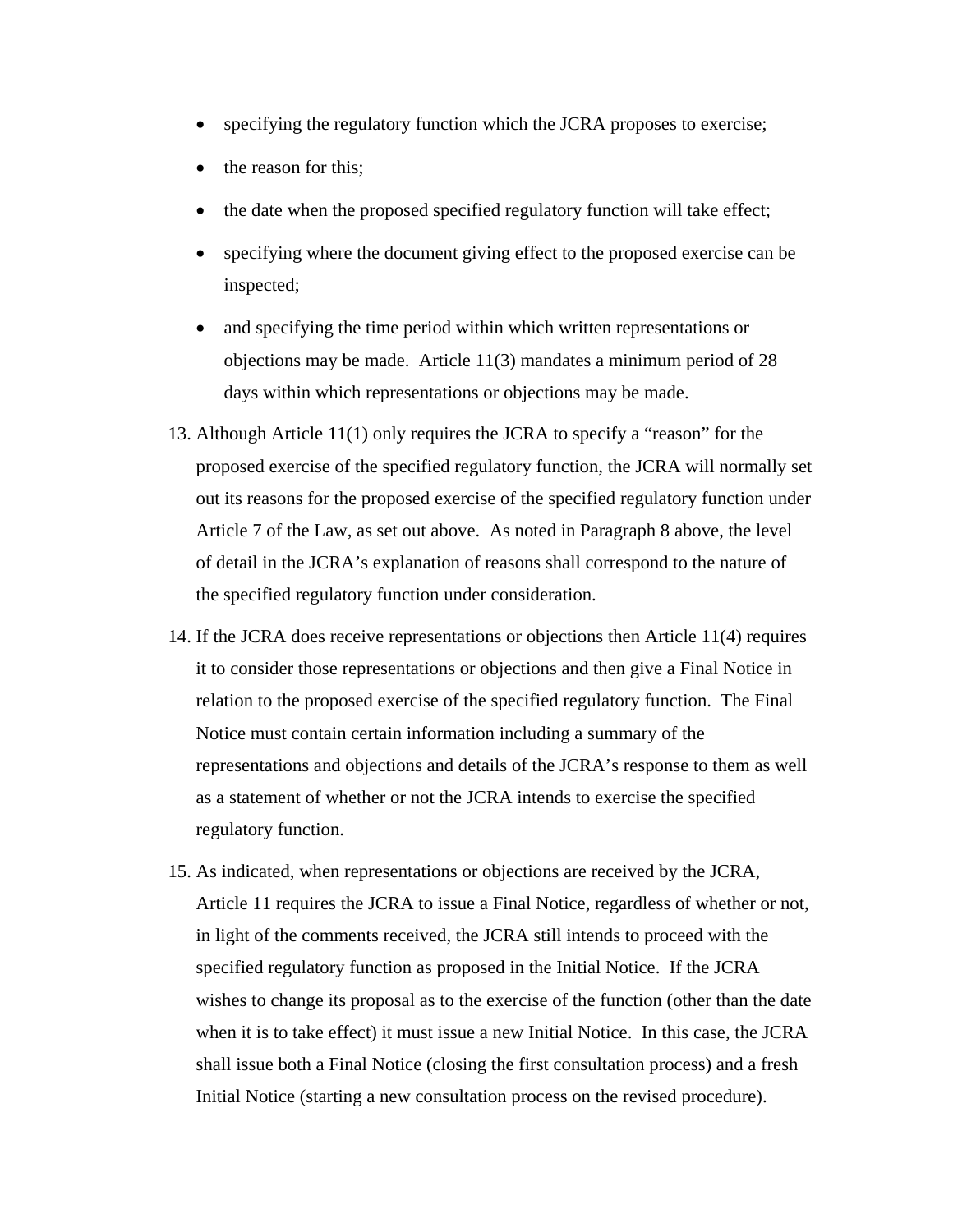- specifying the regulatory function which the JCRA proposes to exercise;
- the reason for this;
- the date when the proposed specified regulatory function will take effect;
- specifying where the document giving effect to the proposed exercise can be inspected;
- and specifying the time period within which written representations or objections may be made. Article 11(3) mandates a minimum period of 28 days within which representations or objections may be made.

13. Although Article 11(1) only requires the JCRA to specify a "reason" for the proposed exercise of the specified regulatory function, the JCRA will normally set out its reasons for the proposed exercise of the specified regulatory function under Article 7 of the Law, as set out above. As noted in Paragraph 8 above, the level of detail in the JCRA's explanation of reasons shall correspond to the nature of the specified regulatory function under consideration.

14. If the JCRA does receive representations or objections then Article 11(4) requires it to consider those representations or objections and then give a Final Notice in relation to the proposed exercise of the specified regulatory function. The Final Notice must contain certain information including a summary of the representations and objections and details of the JCRA's response to them as well as a statement of whether or not the JCRA intends to exercise the specified regulatory function.

15. As indicated, when representations or objections are received by the JCRA, Article 11 requires the JCRA to issue a Final Notice, regardless of whether or not, in light of the comments received, the JCRA still intends to proceed with the specified regulatory function as proposed in the Initial Notice. If the JCRA wishes to change its proposal as to the exercise of the function (other than the date when it is to take effect) it must issue a new Initial Notice. In this case, the JCRA shall issue both a Final Notice (closing the first consultation process) and a fresh Initial Notice (starting a new consultation process on the revised procedure).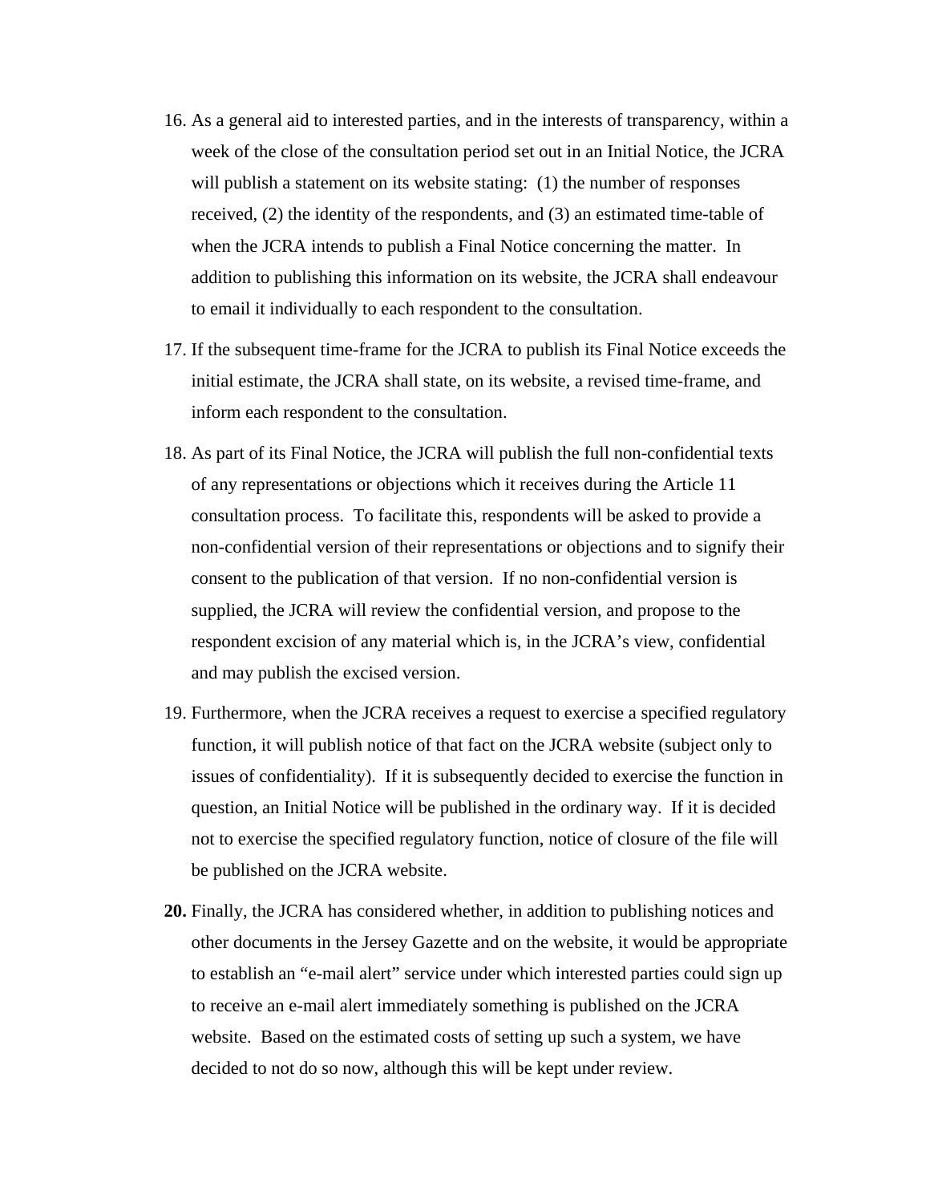16. As a general aid to interested parties, and in the interests of transparency, within a week of the close of the consultation period set out in an Initial Notice, the JCRA will publish a statement on its website stating: (1) the number of responses received, (2) the identity of the respondents, and (3) an estimated time-table of when the JCRA intends to publish a Final Notice concerning the matter. In addition to publishing this information on its website, the JCRA shall endeavour to email it individually to each respondent to the consultation.

17. If the subsequent time-frame for the JCRA to publish its Final Notice exceeds the initial estimate, the JCRA shall state, on its website, a revised time-frame, and inform each respondent to the consultation.

18. As part of its Final Notice, the JCRA will publish the full non-confidential texts of any representations or objections which it receives during the Article 11 consultation process. To facilitate this, respondents will be asked to provide a non-confidential version of their representations or objections and to signify their consent to the publication of that version. If no non-confidential version is supplied, the JCRA will review the confidential version, and propose to the respondent excision of any material which is, in the JCRA's view, confidential and may publish the excised version.

19. Furthermore, when the JCRA receives a request to exercise a specified regulatory function, it will publish notice of that fact on the JCRA website (subject only to issues of confidentiality). If it is subsequently decided to exercise the function in question, an Initial Notice will be published in the ordinary way. If it is decided not to exercise the specified regulatory function, notice of closure of the file will be published on the JCRA website.

**20.** Finally, the JCRA has considered whether, in addition to publishing notices and other documents in the Jersey Gazette and on the website, it would be appropriate to establish an "e-mail alert" service under which interested parties could sign up to receive an e-mail alert immediately something is published on the JCRA website. Based on the estimated costs of setting up such a system, we have decided to not do so now, although this will be kept under review.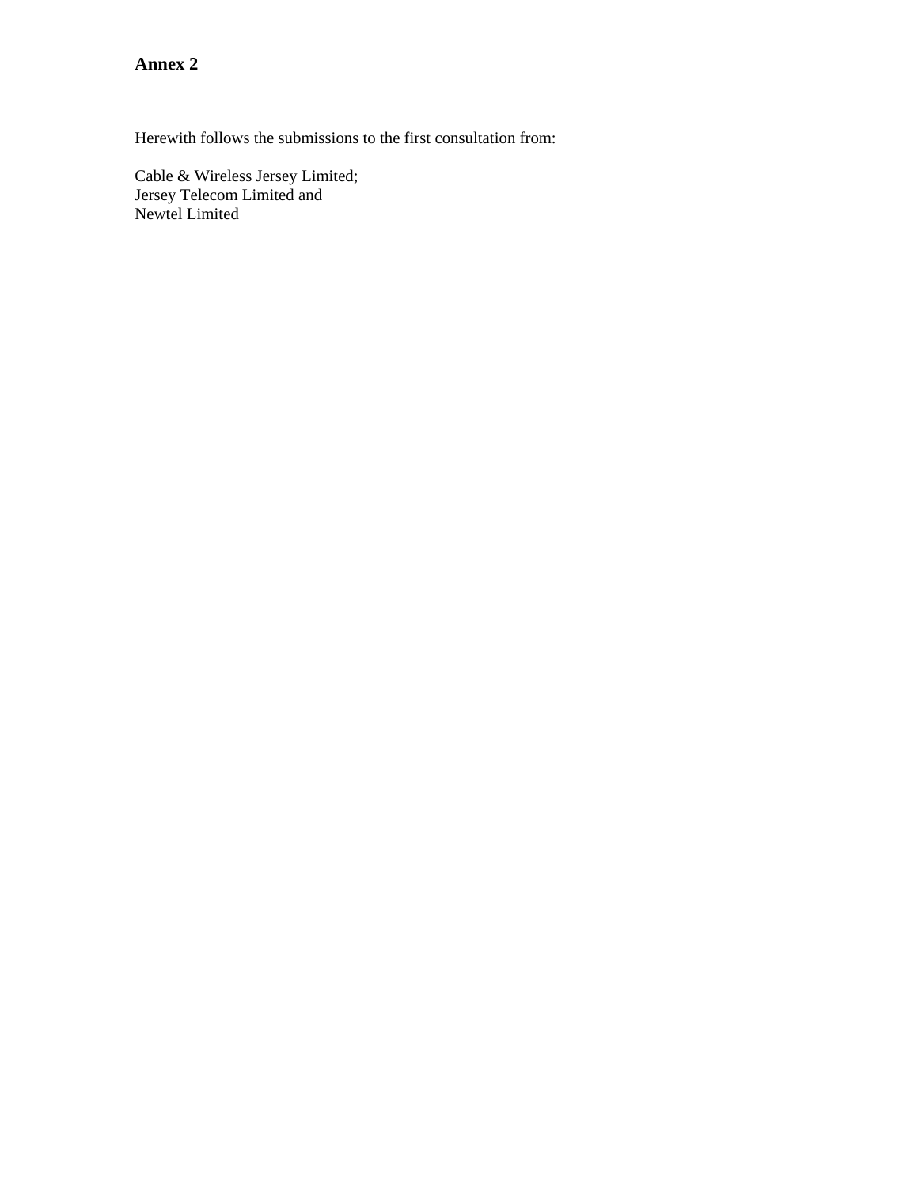**Annex 2**

Herewith follows the submissions to the first consultation from:

Cable & Wireless Jersey Limited;
Jersey Telecom Limited and
Newtel Limited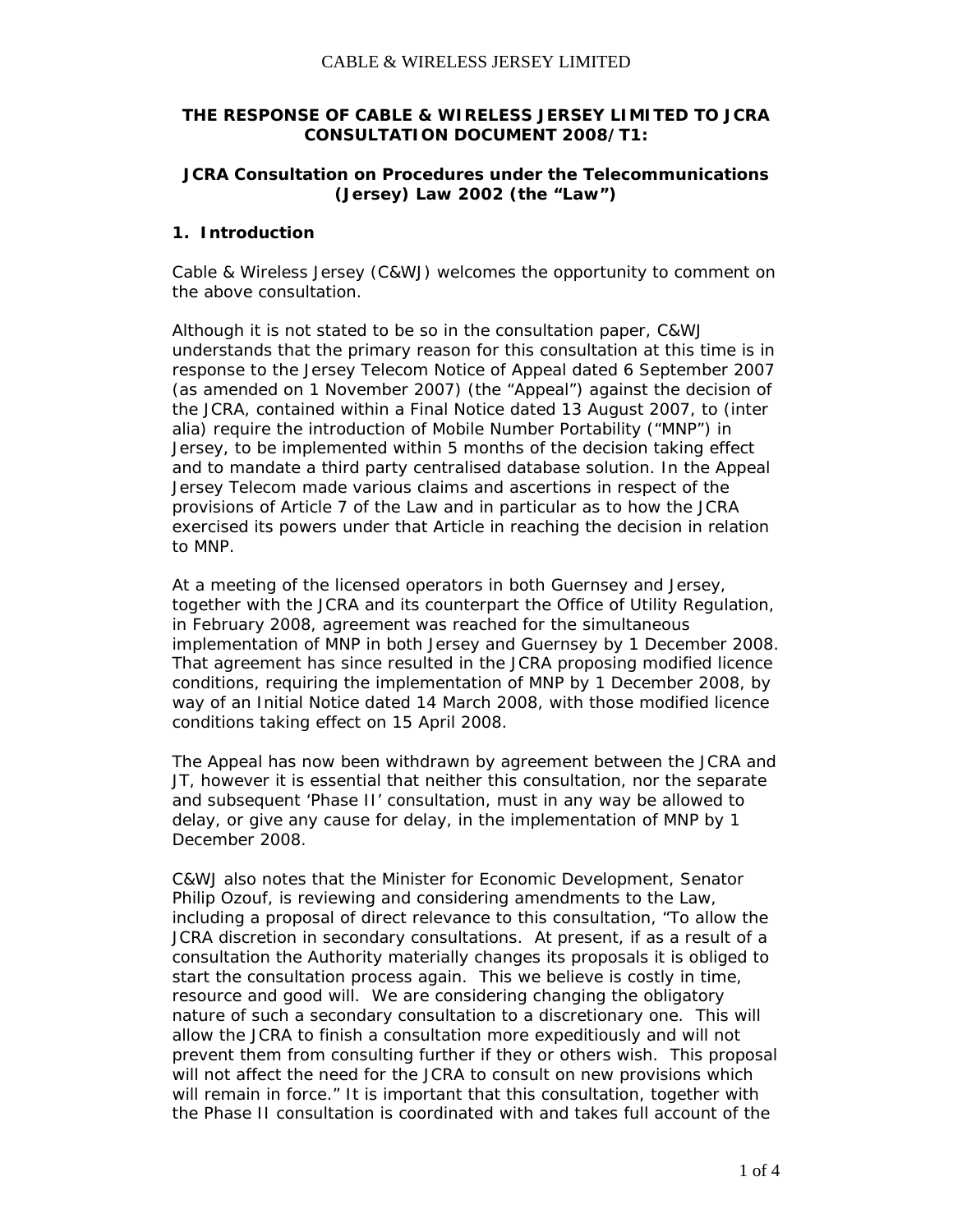**THE RESPONSE OF CABLE & WIRELESS JERSEY LIMITED TO JCRA CONSULTATION DOCUMENT 2008/T1:**

**JCRA Consultation on Procedures under the Telecommunications (Jersey) Law 2002 (the "Law")**

## 1. Introduction

Cable & Wireless Jersey (C&WJ) welcomes the opportunity to comment on the above consultation.

Although it is not stated to be so in the consultation paper, C&WJ understands that the primary reason for this consultation at this time is in response to the Jersey Telecom Notice of Appeal dated 6 September 2007 (as amended on 1 November 2007) (the "Appeal") against the decision of the JCRA, contained within a Final Notice dated 13 August 2007, to (inter alia) require the introduction of Mobile Number Portability ("MNP") in Jersey, to be implemented within 5 months of the decision taking effect and to mandate a third party centralised database solution. In the Appeal Jersey Telecom made various claims and ascertions in respect of the provisions of Article 7 of the Law and in particular as to how the JCRA exercised its powers under that Article in reaching the decision in relation to MNP.

At a meeting of the licensed operators in both Guernsey and Jersey, together with the JCRA and its counterpart the Office of Utility Regulation, in February 2008, agreement was reached for the simultaneous implementation of MNP in both Jersey and Guernsey by 1 December 2008. That agreement has since resulted in the JCRA proposing modified licence conditions, requiring the implementation of MNP by 1 December 2008, by way of an Initial Notice dated 14 March 2008, with those modified licence conditions taking effect on 15 April 2008.

The Appeal has now been withdrawn by agreement between the JCRA and JT, however it is essential that neither this consultation, nor the separate and subsequent 'Phase II' consultation, must in any way be allowed to delay, or give any cause for delay, in the implementation of MNP by 1 December 2008.

C&WJ also notes that the Minister for Economic Development, Senator Philip Ozouf, is reviewing and considering amendments to the Law, including a proposal of direct relevance to this consultation, "To allow the JCRA discretion in secondary consultations. At present, if as a result of a consultation the Authority materially changes its proposals it is obliged to start the consultation process again. This we believe is costly in time, resource and good will. We are considering changing the obligatory nature of such a secondary consultation to a discretionary one. This will allow the JCRA to finish a consultation more expeditiously and will not prevent them from consulting further if they or others wish. This proposal will not affect the need for the JCRA to consult on new provisions which will remain in force." It is important that this consultation, together with the Phase II consultation is coordinated with and takes full account of the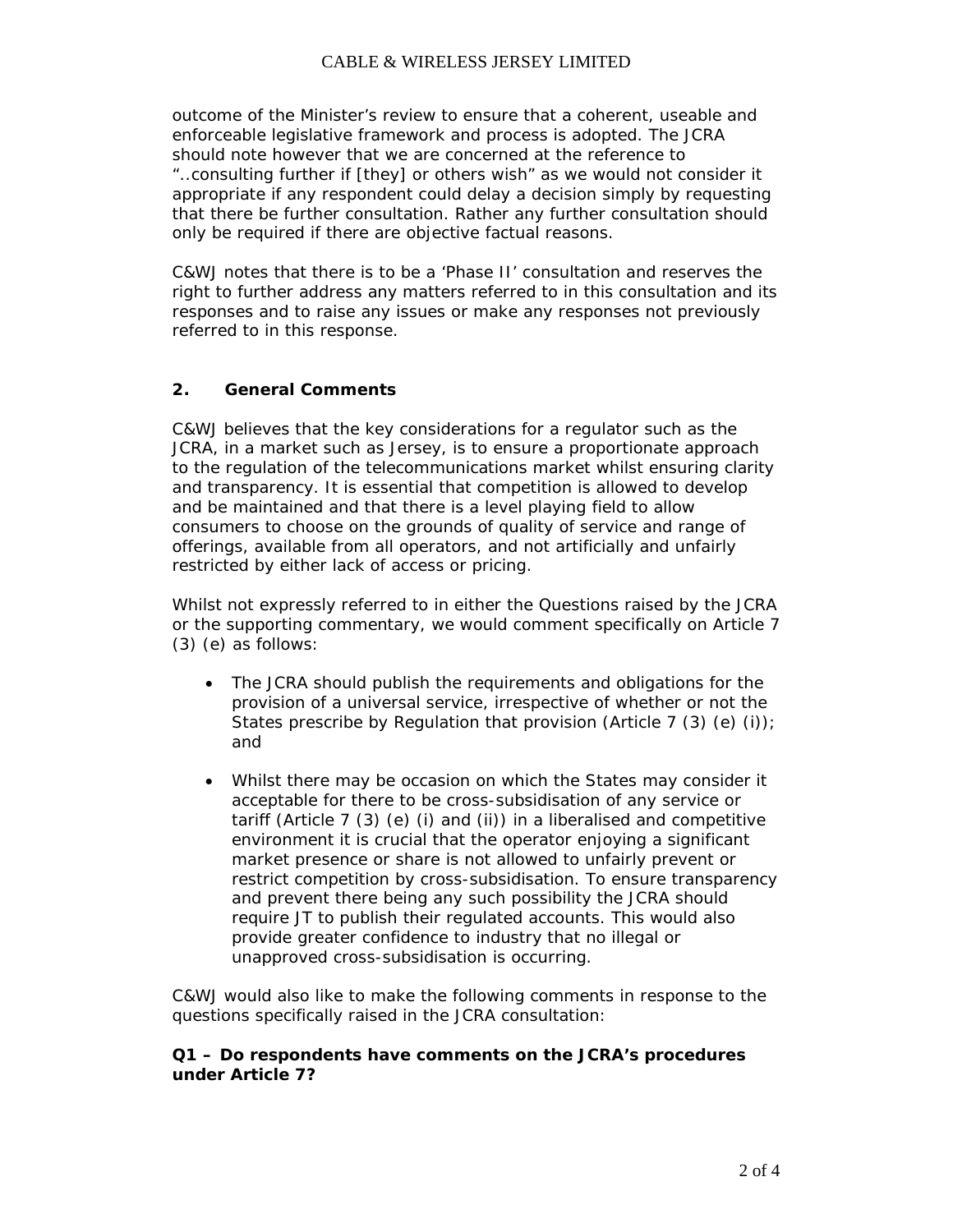outcome of the Minister's review to ensure that a coherent, useable and enforceable legislative framework and process is adopted. The JCRA should note however that we are concerned at the reference to "..consulting further if [they] or others wish" as we would not consider it appropriate if any respondent could delay a decision simply by requesting that there be further consultation. Rather any further consultation should only be required if there are objective factual reasons.

C&WJ notes that there is to be a 'Phase II' consultation and reserves the right to further address any matters referred to in this consultation and its responses and to raise any issues or make any responses not previously referred to in this response.

## 2. General Comments

C&WJ believes that the key considerations for a regulator such as the JCRA, in a market such as Jersey, is to ensure a proportionate approach to the regulation of the telecommunications market whilst ensuring clarity and transparency. It is essential that competition is allowed to develop and be maintained and that there is a level playing field to allow consumers to choose on the grounds of quality of service and range of offerings, available from all operators, and not artificially and unfairly restricted by either lack of access or pricing.

Whilst not expressly referred to in either the Questions raised by the JCRA or the supporting commentary, we would comment specifically on Article 7 (3) (e) as follows:

- The JCRA should publish the requirements and obligations for the provision of a universal service, irrespective of whether or not the States prescribe by Regulation that provision (Article 7 (3) (e) (i)); and

- Whilst there may be occasion on which the States may consider it acceptable for there to be cross-subsidisation of any service or tariff (Article 7 (3) (e) (i) and (ii)) in a liberalised and competitive environment it is crucial that the operator enjoying a significant market presence or share is not allowed to unfairly prevent or restrict competition by cross-subsidisation. To ensure transparency and prevent there being any such possibility the JCRA should require JT to publish their regulated accounts. This would also provide greater confidence to industry that no illegal or unapproved cross-subsidisation is occurring.

C&WJ would also like to make the following comments in response to the questions specifically raised in the JCRA consultation:

**Q1 – Do respondents have comments on the JCRA's procedures under Article 7?**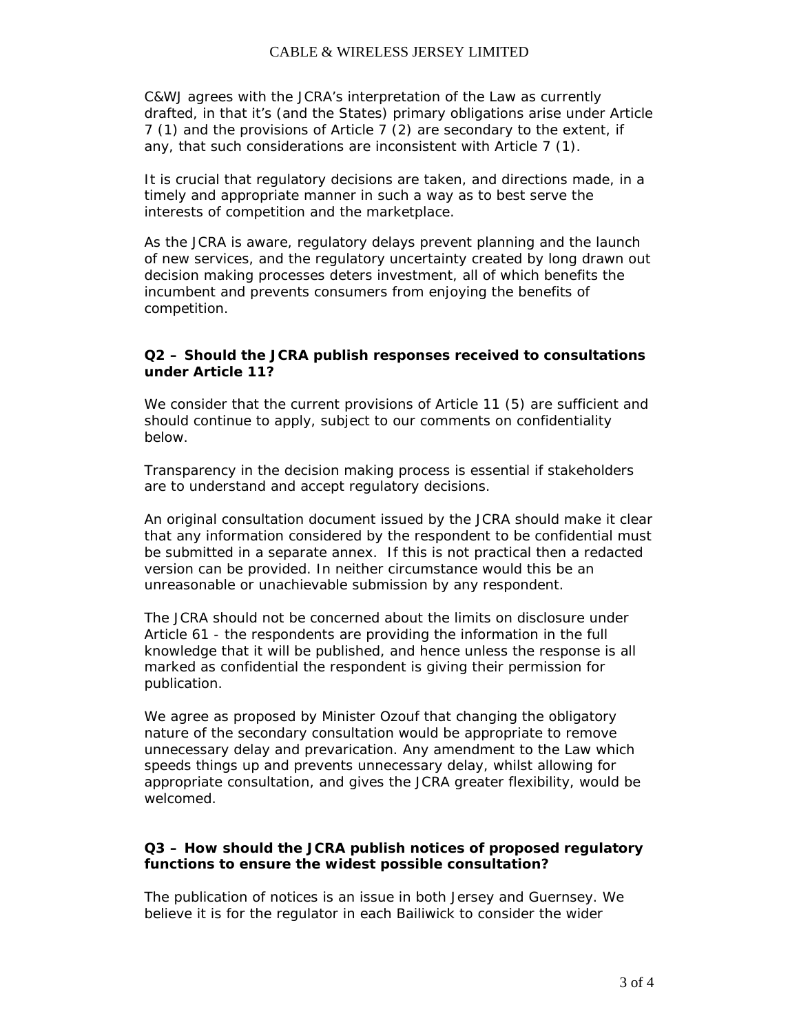C&WJ agrees with the JCRA's interpretation of the Law as currently drafted, in that it's (and the States) primary obligations arise under Article 7 (1) and the provisions of Article 7 (2) are secondary to the extent, if any, that such considerations are inconsistent with Article 7 (1).

It is crucial that regulatory decisions are taken, and directions made, in a timely and appropriate manner in such a way as to best serve the interests of competition and the marketplace.

As the JCRA is aware, regulatory delays prevent planning and the launch of new services, and the regulatory uncertainty created by long drawn out decision making processes deters investment, all of which benefits the incumbent and prevents consumers from enjoying the benefits of competition.

**Q2 – Should the JCRA publish responses received to consultations under Article 11?**

We consider that the current provisions of Article 11 (5) are sufficient and should continue to apply, subject to our comments on confidentiality below.

Transparency in the decision making process is essential if stakeholders are to understand and accept regulatory decisions.

An original consultation document issued by the JCRA should make it clear that any information considered by the respondent to be confidential must be submitted in a separate annex. If this is not practical then a redacted version can be provided. In neither circumstance would this be an unreasonable or unachievable submission by any respondent.

The JCRA should not be concerned about the limits on disclosure under Article 61 - the respondents are providing the information in the full knowledge that it will be published, and hence unless the response is all marked as confidential the respondent is giving their permission for publication.

We agree as proposed by Minister Ozouf that changing the obligatory nature of the secondary consultation would be appropriate to remove unnecessary delay and prevarication. Any amendment to the Law which speeds things up and prevents unnecessary delay, whilst allowing for appropriate consultation, and gives the JCRA greater flexibility, would be welcomed.

**Q3 – How should the JCRA publish notices of proposed regulatory functions to ensure the widest possible consultation?**

The publication of notices is an issue in both Jersey and Guernsey. We believe it is for the regulator in each Bailiwick to consider the wider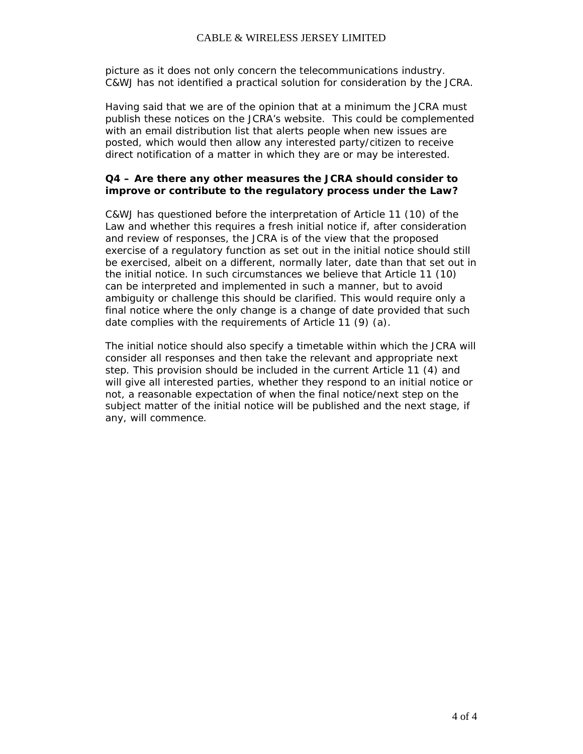picture as it does not only concern the telecommunications industry. C&WJ has not identified a practical solution for consideration by the JCRA.

Having said that we are of the opinion that at a minimum the JCRA must publish these notices on the JCRA's website. This could be complemented with an email distribution list that alerts people when new issues are posted, which would then allow any interested party/citizen to receive direct notification of a matter in which they are or may be interested.

**Q4 – Are there any other measures the JCRA should consider to improve or contribute to the regulatory process under the Law?**

C&WJ has questioned before the interpretation of Article 11 (10) of the Law and whether this requires a fresh initial notice if, after consideration and review of responses, the JCRA is of the view that the proposed exercise of a regulatory function as set out in the initial notice should still be exercised, albeit on a different, normally later, date than that set out in the initial notice. In such circumstances we believe that Article 11 (10) can be interpreted and implemented in such a manner, but to avoid ambiguity or challenge this should be clarified. This would require only a final notice where the only change is a change of date provided that such date complies with the requirements of Article 11 (9) (a).

The initial notice should also specify a timetable within which the JCRA will consider all responses and then take the relevant and appropriate next step. This provision should be included in the current Article 11 (4) and will give all interested parties, whether they respond to an initial notice or not, a reasonable expectation of when the final notice/next step on the subject matter of the initial notice will be published and the next stage, if any, will commence.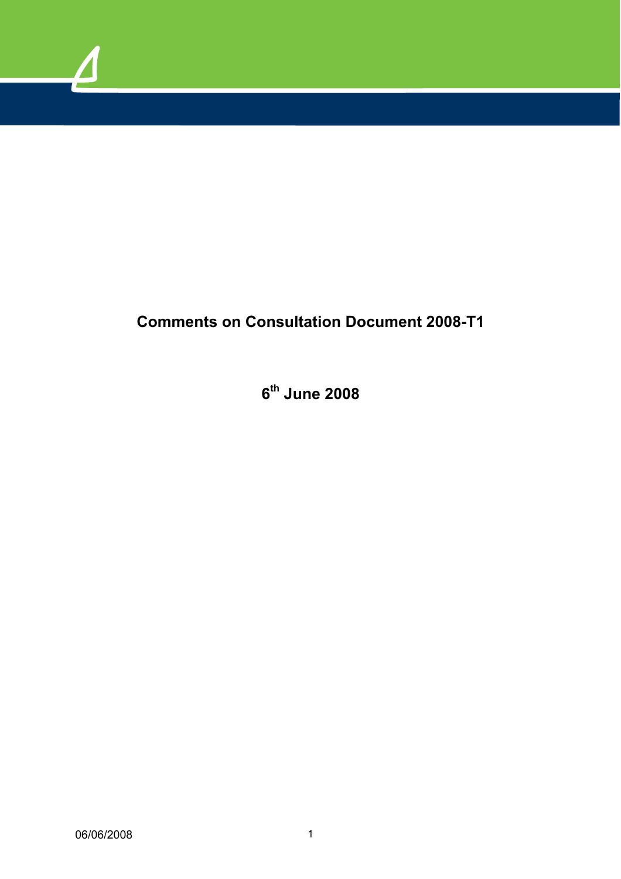**Comments on Consultation Document 2008-T1**

**6th June 2008**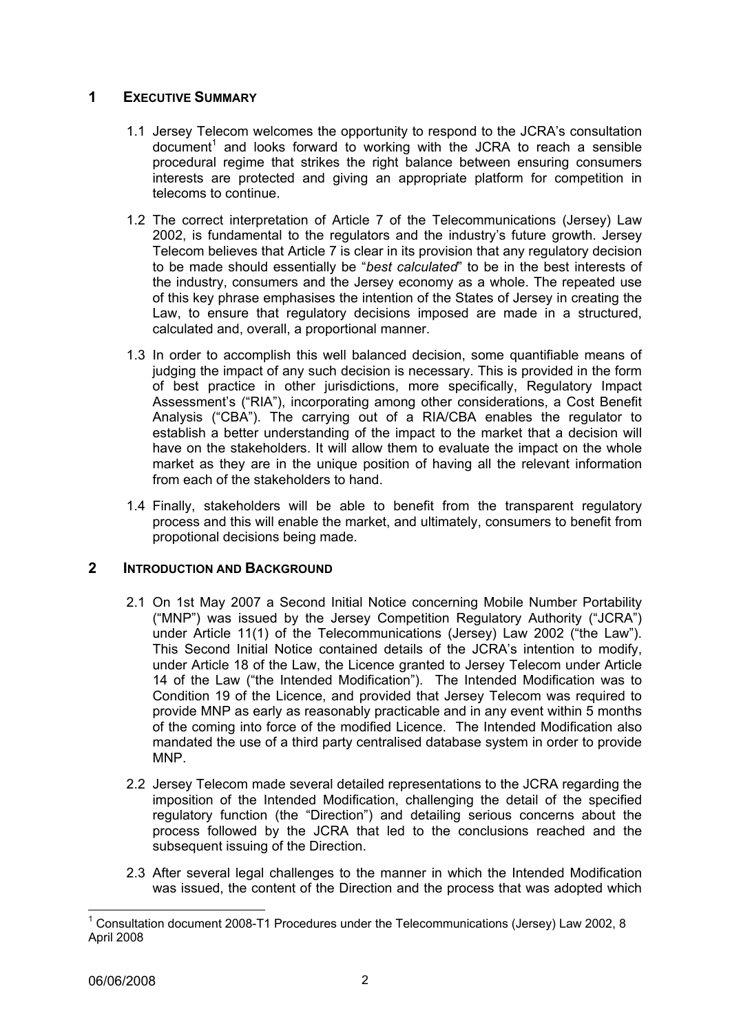## 1 EXECUTIVE SUMMARY

1.1 Jersey Telecom welcomes the opportunity to respond to the JCRA's consultation document[1] and looks forward to working with the JCRA to reach a sensible procedural regime that strikes the right balance between ensuring consumers interests are protected and giving an appropriate platform for competition in telecoms to continue.

1.2 The correct interpretation of Article 7 of the Telecommunications (Jersey) Law 2002, is fundamental to the regulators and the industry's future growth. Jersey Telecom believes that Article 7 is clear in its provision that any regulatory decision to be made should essentially be "*best calculated*" to be in the best interests of the industry, consumers and the Jersey economy as a whole. The repeated use of this key phrase emphasises the intention of the States of Jersey in creating the Law, to ensure that regulatory decisions imposed are made in a structured, calculated and, overall, a proportional manner.

1.3 In order to accomplish this well balanced decision, some quantifiable means of judging the impact of any such decision is necessary. This is provided in the form of best practice in other jurisdictions, more specifically, Regulatory Impact Assessment's ("RIA"), incorporating among other considerations, a Cost Benefit Analysis ("CBA"). The carrying out of a RIA/CBA enables the regulator to establish a better understanding of the impact to the market that a decision will have on the stakeholders. It will allow them to evaluate the impact on the whole market as they are in the unique position of having all the relevant information from each of the stakeholders to hand.

1.4 Finally, stakeholders will be able to benefit from the transparent regulatory process and this will enable the market, and ultimately, consumers to benefit from propotional decisions being made.

## 2 INTRODUCTION AND BACKGROUND

2.1 On 1st May 2007 a Second Initial Notice concerning Mobile Number Portability ("MNP") was issued by the Jersey Competition Regulatory Authority ("JCRA") under Article 11(1) of the Telecommunications (Jersey) Law 2002 ("the Law"). This Second Initial Notice contained details of the JCRA's intention to modify, under Article 18 of the Law, the Licence granted to Jersey Telecom under Article 14 of the Law ("the Intended Modification"). The Intended Modification was to Condition 19 of the Licence, and provided that Jersey Telecom was required to provide MNP as early as reasonably practicable and in any event within 5 months of the coming into force of the modified Licence. The Intended Modification also mandated the use of a third party centralised database system in order to provide MNP.

2.2 Jersey Telecom made several detailed representations to the JCRA regarding the imposition of the Intended Modification, challenging the detail of the specified regulatory function (the "Direction") and detailing serious concerns about the process followed by the JCRA that led to the conclusions reached and the subsequent issuing of the Direction.

2.3 After several legal challenges to the manner in which the Intended Modification was issued, the content of the Direction and the process that was adopted which

[1] Consultation document 2008-T1 Procedures under the Telecommunications (Jersey) Law 2002, 8 April 2008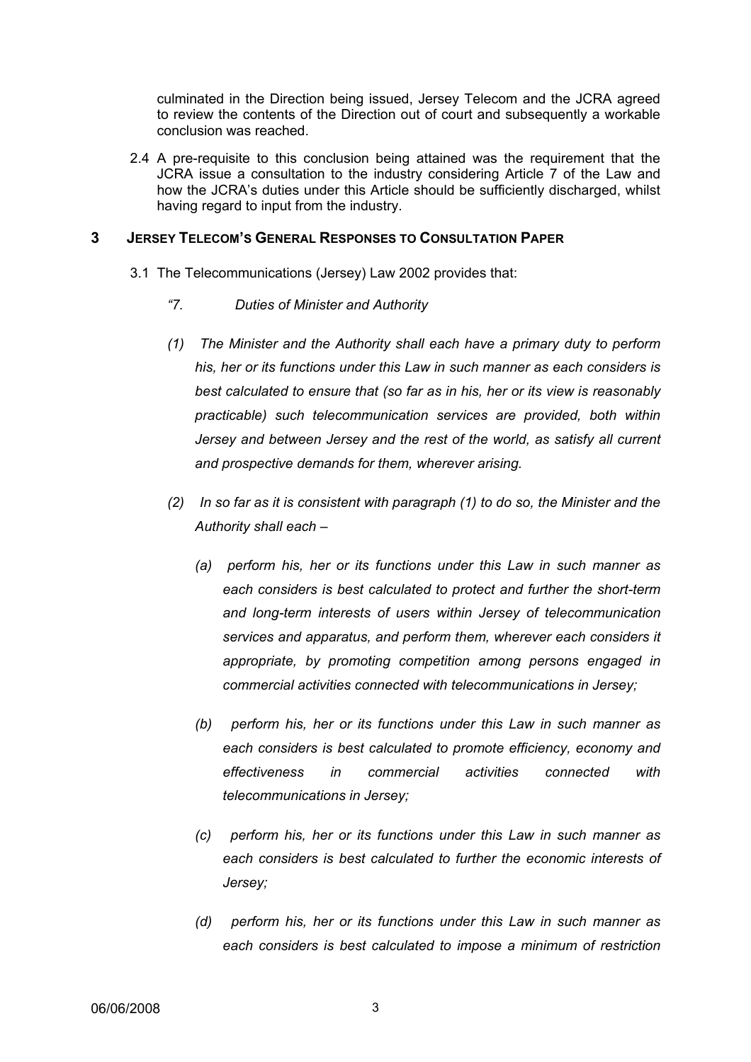culminated in the Direction being issued, Jersey Telecom and the JCRA agreed to review the contents of the Direction out of court and subsequently a workable conclusion was reached.

2.4 A pre-requisite to this conclusion being attained was the requirement that the JCRA issue a consultation to the industry considering Article 7 of the Law and how the JCRA's duties under this Article should be sufficiently discharged, whilst having regard to input from the industry.

## 3 JERSEY TELECOM'S GENERAL RESPONSES TO CONSULTATION PAPER

3.1 The Telecommunications (Jersey) Law 2002 provides that:

*"7. Duties of Minister and Authority*

*(1) The Minister and the Authority shall each have a primary duty to perform his, her or its functions under this Law in such manner as each considers is best calculated to ensure that (so far as in his, her or its view is reasonably practicable) such telecommunication services are provided, both within Jersey and between Jersey and the rest of the world, as satisfy all current and prospective demands for them, wherever arising.*

*(2) In so far as it is consistent with paragraph (1) to do so, the Minister and the Authority shall each –*

*(a) perform his, her or its functions under this Law in such manner as each considers is best calculated to protect and further the short-term and long-term interests of users within Jersey of telecommunication services and apparatus, and perform them, wherever each considers it appropriate, by promoting competition among persons engaged in commercial activities connected with telecommunications in Jersey;*

*(b) perform his, her or its functions under this Law in such manner as each considers is best calculated to promote efficiency, economy and effectiveness in commercial activities connected with telecommunications in Jersey;*

*(c) perform his, her or its functions under this Law in such manner as each considers is best calculated to further the economic interests of Jersey;*

*(d) perform his, her or its functions under this Law in such manner as each considers is best calculated to impose a minimum of restriction*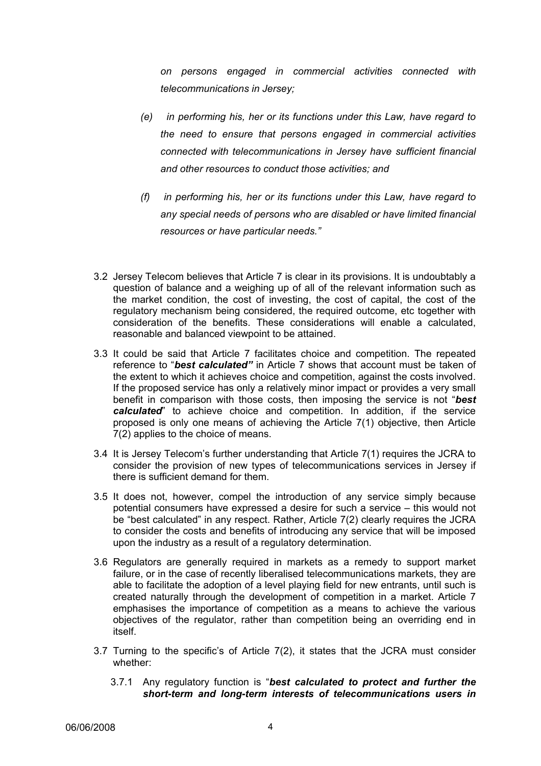*on persons engaged in commercial activities connected with telecommunications in Jersey;*

*(e) in performing his, her or its functions under this Law, have regard to the need to ensure that persons engaged in commercial activities connected with telecommunications in Jersey have sufficient financial and other resources to conduct those activities; and*

*(f) in performing his, her or its functions under this Law, have regard to any special needs of persons who are disabled or have limited financial resources or have particular needs."*

3.2 Jersey Telecom believes that Article 7 is clear in its provisions. It is undoubtably a question of balance and a weighing up of all of the relevant information such as the market condition, the cost of investing, the cost of capital, the cost of the regulatory mechanism being considered, the required outcome, etc together with consideration of the benefits. These considerations will enable a calculated, reasonable and balanced viewpoint to be attained.

3.3 It could be said that Article 7 facilitates choice and competition. The repeated reference to "***best calculated"*** in Article 7 shows that account must be taken of the extent to which it achieves choice and competition, against the costs involved. If the proposed service has only a relatively minor impact or provides a very small benefit in comparison with those costs, then imposing the service is not "***best calculated***" to achieve choice and competition. In addition, if the service proposed is only one means of achieving the Article 7(1) objective, then Article 7(2) applies to the choice of means.

3.4 It is Jersey Telecom's further understanding that Article 7(1) requires the JCRA to consider the provision of new types of telecommunications services in Jersey if there is sufficient demand for them.

3.5 It does not, however, compel the introduction of any service simply because potential consumers have expressed a desire for such a service – this would not be "best calculated" in any respect. Rather, Article 7(2) clearly requires the JCRA to consider the costs and benefits of introducing any service that will be imposed upon the industry as a result of a regulatory determination.

3.6 Regulators are generally required in markets as a remedy to support market failure, or in the case of recently liberalised telecommunications markets, they are able to facilitate the adoption of a level playing field for new entrants, until such is created naturally through the development of competition in a market. Article 7 emphasises the importance of competition as a means to achieve the various objectives of the regulator, rather than competition being an overriding end in itself.

3.7 Turning to the specific's of Article 7(2), it states that the JCRA must consider whether:

3.7.1 Any regulatory function is "***best calculated to protect and further the short-term and long-term interests of telecommunications users in***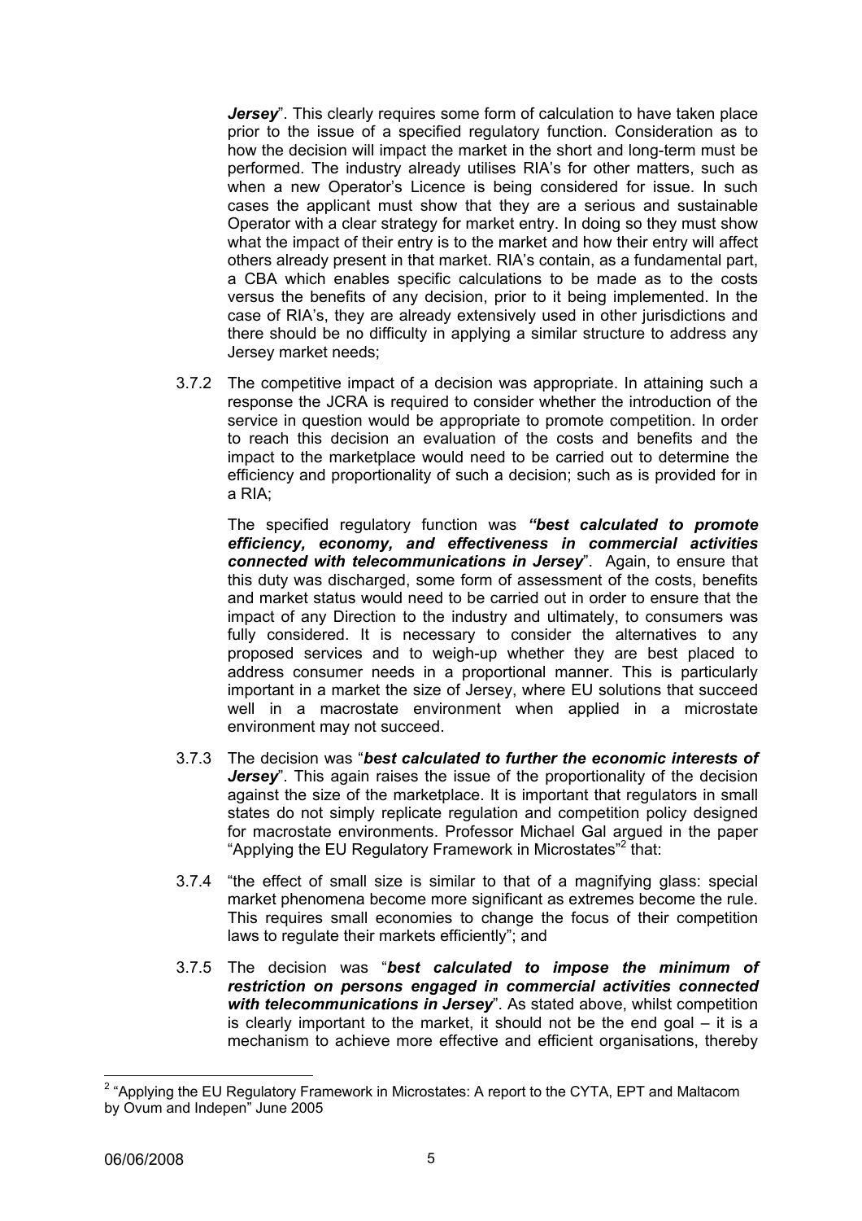***Jersey***". This clearly requires some form of calculation to have taken place prior to the issue of a specified regulatory function. Consideration as to how the decision will impact the market in the short and long-term must be performed. The industry already utilises RIA's for other matters, such as when a new Operator's Licence is being considered for issue. In such cases the applicant must show that they are a serious and sustainable Operator with a clear strategy for market entry. In doing so they must show what the impact of their entry is to the market and how their entry will affect others already present in that market. RIA's contain, as a fundamental part, a CBA which enables specific calculations to be made as to the costs versus the benefits of any decision, prior to it being implemented. In the case of RIA's, they are already extensively used in other jurisdictions and there should be no difficulty in applying a similar structure to address any Jersey market needs;

3.7.2 The competitive impact of a decision was appropriate. In attaining such a response the JCRA is required to consider whether the introduction of the service in question would be appropriate to promote competition. In order to reach this decision an evaluation of the costs and benefits and the impact to the marketplace would need to be carried out to determine the efficiency and proportionality of such a decision; such as is provided for in a RIA;

The specified regulatory function was ***"best calculated to promote efficiency, economy, and effectiveness in commercial activities connected with telecommunications in Jersey***". Again, to ensure that this duty was discharged, some form of assessment of the costs, benefits and market status would need to be carried out in order to ensure that the impact of any Direction to the industry and ultimately, to consumers was fully considered. It is necessary to consider the alternatives to any proposed services and to weigh-up whether they are best placed to address consumer needs in a proportional manner. This is particularly important in a market the size of Jersey, where EU solutions that succeed well in a macrostate environment when applied in a microstate environment may not succeed.

3.7.3 The decision was "***best calculated to further the economic interests of Jersey***". This again raises the issue of the proportionality of the decision against the size of the marketplace. It is important that regulators in small states do not simply replicate regulation and competition policy designed for macrostate environments. Professor Michael Gal argued in the paper "Applying the EU Regulatory Framework in Microstates"[2] that:

3.7.4 "the effect of small size is similar to that of a magnifying glass: special market phenomena become more significant as extremes become the rule. This requires small economies to change the focus of their competition laws to regulate their markets efficiently"; and

3.7.5 The decision was "***best calculated to impose the minimum of restriction on persons engaged in commercial activities connected with telecommunications in Jersey***". As stated above, whilst competition is clearly important to the market, it should not be the end goal – it is a mechanism to achieve more effective and efficient organisations, thereby

---

[2] "Applying the EU Regulatory Framework in Microstates: A report to the CYTA, EPT and Maltacom by Ovum and Indepen" June 2005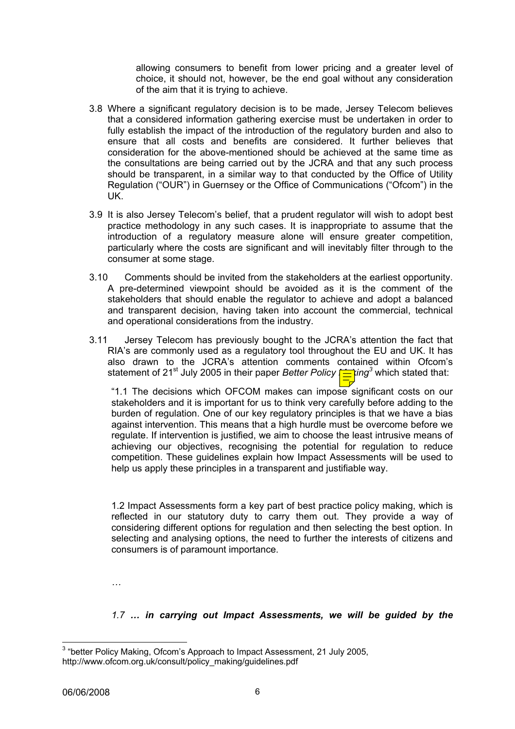allowing consumers to benefit from lower pricing and a greater level of choice, it should not, however, be the end goal without any consideration of the aim that it is trying to achieve.

3.8 Where a significant regulatory decision is to be made, Jersey Telecom believes that a considered information gathering exercise must be undertaken in order to fully establish the impact of the introduction of the regulatory burden and also to ensure that all costs and benefits are considered. It further believes that consideration for the above-mentioned should be achieved at the same time as the consultations are being carried out by the JCRA and that any such process should be transparent, in a similar way to that conducted by the Office of Utility Regulation ("OUR") in Guernsey or the Office of Communications ("Ofcom") in the UK.

3.9 It is also Jersey Telecom's belief, that a prudent regulator will wish to adopt best practice methodology in any such cases. It is inappropriate to assume that the introduction of a regulatory measure alone will ensure greater competition, particularly where the costs are significant and will inevitably filter through to the consumer at some stage.

3.10 Comments should be invited from the stakeholders at the earliest opportunity. A pre-determined viewpoint should be avoided as it is the comment of the stakeholders that should enable the regulator to achieve and adopt a balanced and transparent decision, having taken into account the commercial, technical and operational considerations from the industry.

3.11 Jersey Telecom has previously bought to the JCRA's attention the fact that RIA's are commonly used as a regulatory tool throughout the EU and UK. It has also drawn to the JCRA's attention comments contained within Ofcom's statement of 21st July 2005 in their paper *Better Policy Making*[3] which stated that:

"1.1 The decisions which OFCOM makes can impose significant costs on our stakeholders and it is important for us to think very carefully before adding to the burden of regulation. One of our key regulatory principles is that we have a bias against intervention. This means that a high hurdle must be overcome before we regulate. If intervention is justified, we aim to choose the least intrusive means of achieving our objectives, recognising the potential for regulation to reduce competition. These guidelines explain how Impact Assessments will be used to help us apply these principles in a transparent and justifiable way.

1.2 Impact Assessments form a key part of best practice policy making, which is reflected in our statutory duty to carry them out. They provide a way of considering different options for regulation and then selecting the best option. In selecting and analysing options, the need to further the interests of citizens and consumers is of paramount importance.

…

*1.7* ***… in carrying out Impact Assessments, we will be guided by the***

---

[3] "better Policy Making, Ofcom's Approach to Impact Assessment, 21 July 2005, http://www.ofcom.org.uk/consult/policy_making/guidelines.pdf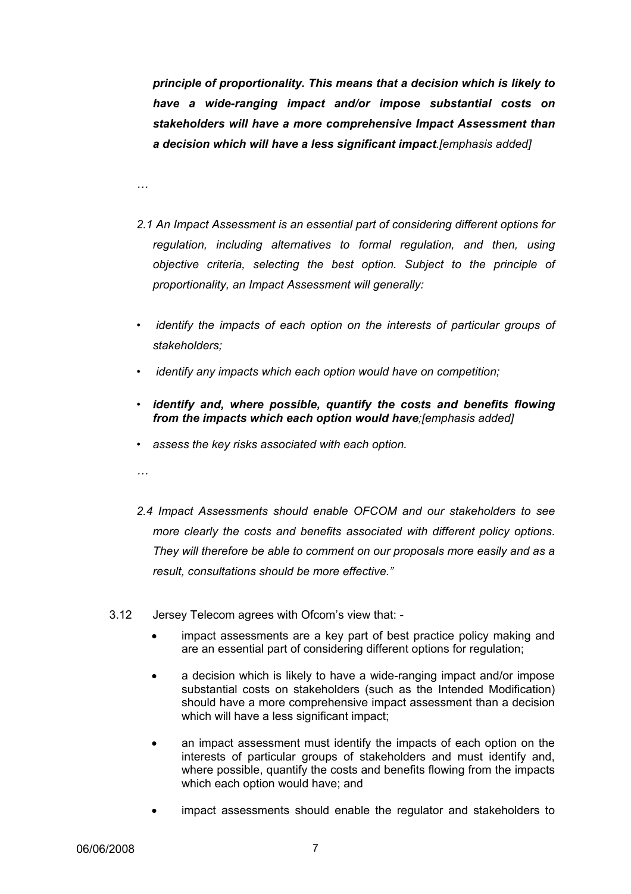*principle of proportionality. This means that a decision which is likely to have a wide-ranging impact and/or impose substantial costs on stakeholders will have a more comprehensive Impact Assessment than a decision which will have a less significant impact*.*[emphasis added]*

*…*

*2.1 An Impact Assessment is an essential part of considering different options for regulation, including alternatives to formal regulation, and then, using objective criteria, selecting the best option. Subject to the principle of proportionality, an Impact Assessment will generally:*

- *identify the impacts of each option on the interests of particular groups of stakeholders;*
- *identify any impacts which each option would have on competition;*
- ***identify and, where possible, quantify the costs and benefits flowing from the impacts which each option would have****;[emphasis added]*
- *assess the key risks associated with each option.*

*…*

*2.4 Impact Assessments should enable OFCOM and our stakeholders to see more clearly the costs and benefits associated with different policy options. They will therefore be able to comment on our proposals more easily and as a result, consultations should be more effective."*

3.12 Jersey Telecom agrees with Ofcom's view that: -

- impact assessments are a key part of best practice policy making and are an essential part of considering different options for regulation;
- a decision which is likely to have a wide-ranging impact and/or impose substantial costs on stakeholders (such as the Intended Modification) should have a more comprehensive impact assessment than a decision which will have a less significant impact;
- an impact assessment must identify the impacts of each option on the interests of particular groups of stakeholders and must identify and, where possible, quantify the costs and benefits flowing from the impacts which each option would have; and
- impact assessments should enable the regulator and stakeholders to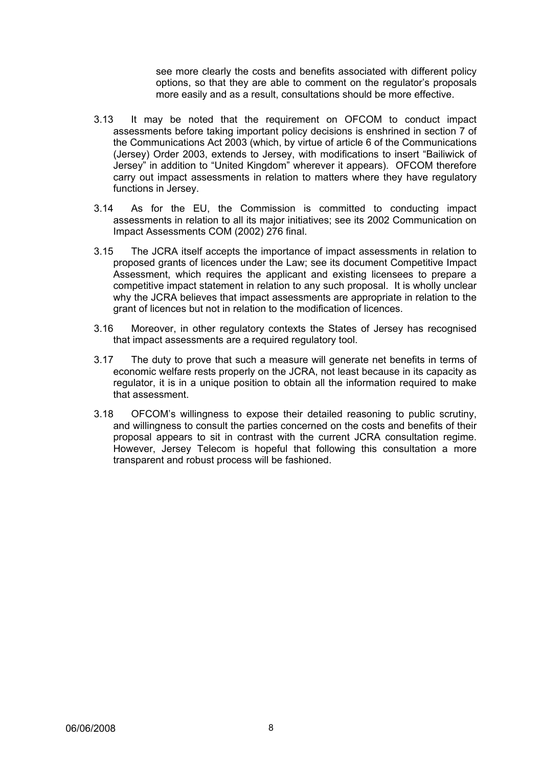see more clearly the costs and benefits associated with different policy options, so that they are able to comment on the regulator's proposals more easily and as a result, consultations should be more effective.

3.13 It may be noted that the requirement on OFCOM to conduct impact assessments before taking important policy decisions is enshrined in section 7 of the Communications Act 2003 (which, by virtue of article 6 of the Communications (Jersey) Order 2003, extends to Jersey, with modifications to insert "Bailiwick of Jersey" in addition to "United Kingdom" wherever it appears). OFCOM therefore carry out impact assessments in relation to matters where they have regulatory functions in Jersey.

3.14 As for the EU, the Commission is committed to conducting impact assessments in relation to all its major initiatives; see its 2002 Communication on Impact Assessments COM (2002) 276 final.

3.15 The JCRA itself accepts the importance of impact assessments in relation to proposed grants of licences under the Law; see its document Competitive Impact Assessment, which requires the applicant and existing licensees to prepare a competitive impact statement in relation to any such proposal. It is wholly unclear why the JCRA believes that impact assessments are appropriate in relation to the grant of licences but not in relation to the modification of licences.

3.16 Moreover, in other regulatory contexts the States of Jersey has recognised that impact assessments are a required regulatory tool.

3.17 The duty to prove that such a measure will generate net benefits in terms of economic welfare rests properly on the JCRA, not least because in its capacity as regulator, it is in a unique position to obtain all the information required to make that assessment.

3.18 OFCOM's willingness to expose their detailed reasoning to public scrutiny, and willingness to consult the parties concerned on the costs and benefits of their proposal appears to sit in contrast with the current JCRA consultation regime. However, Jersey Telecom is hopeful that following this consultation a more transparent and robust process will be fashioned.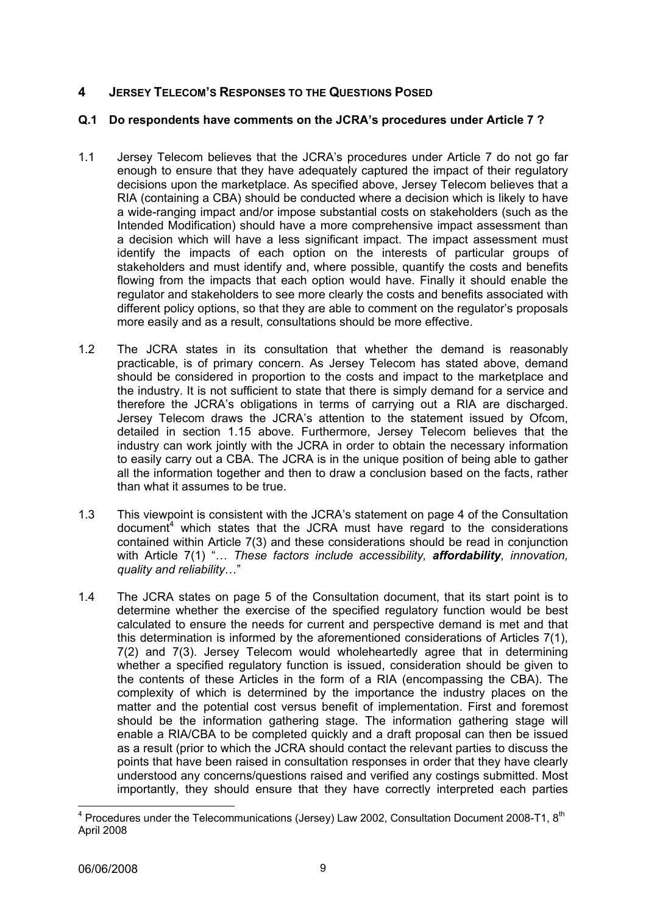## 4 JERSEY TELECOM'S RESPONSES TO THE QUESTIONS POSED

### Q.1 Do respondents have comments on the JCRA's procedures under Article 7 ?

1.1 Jersey Telecom believes that the JCRA's procedures under Article 7 do not go far enough to ensure that they have adequately captured the impact of their regulatory decisions upon the marketplace. As specified above, Jersey Telecom believes that a RIA (containing a CBA) should be conducted where a decision which is likely to have a wide-ranging impact and/or impose substantial costs on stakeholders (such as the Intended Modification) should have a more comprehensive impact assessment than a decision which will have a less significant impact. The impact assessment must identify the impacts of each option on the interests of particular groups of stakeholders and must identify and, where possible, quantify the costs and benefits flowing from the impacts that each option would have. Finally it should enable the regulator and stakeholders to see more clearly the costs and benefits associated with different policy options, so that they are able to comment on the regulator's proposals more easily and as a result, consultations should be more effective.

1.2 The JCRA states in its consultation that whether the demand is reasonably practicable, is of primary concern. As Jersey Telecom has stated above, demand should be considered in proportion to the costs and impact to the marketplace and the industry. It is not sufficient to state that there is simply demand for a service and therefore the JCRA's obligations in terms of carrying out a RIA are discharged. Jersey Telecom draws the JCRA's attention to the statement issued by Ofcom, detailed in section 1.15 above. Furthermore, Jersey Telecom believes that the industry can work jointly with the JCRA in order to obtain the necessary information to easily carry out a CBA. The JCRA is in the unique position of being able to gather all the information together and then to draw a conclusion based on the facts, rather than what it assumes to be true.

1.3 This viewpoint is consistent with the JCRA's statement on page 4 of the Consultation document[4] which states that the JCRA must have regard to the considerations contained within Article 7(3) and these considerations should be read in conjunction with Article 7(1) "… *These factors include accessibility, **affordability**, innovation, quality and reliability*…"

1.4 The JCRA states on page 5 of the Consultation document, that its start point is to determine whether the exercise of the specified regulatory function would be best calculated to ensure the needs for current and perspective demand is met and that this determination is informed by the aforementioned considerations of Articles 7(1), 7(2) and 7(3). Jersey Telecom would wholeheartedly agree that in determining whether a specified regulatory function is issued, consideration should be given to the contents of these Articles in the form of a RIA (encompassing the CBA). The complexity of which is determined by the importance the industry places on the matter and the potential cost versus benefit of implementation. First and foremost should be the information gathering stage. The information gathering stage will enable a RIA/CBA to be completed quickly and a draft proposal can then be issued as a result (prior to which the JCRA should contact the relevant parties to discuss the points that have been raised in consultation responses in order that they have clearly understood any concerns/questions raised and verified any costings submitted. Most importantly, they should ensure that they have correctly interpreted each parties

---

[4] Procedures under the Telecommunications (Jersey) Law 2002, Consultation Document 2008-T1, 8th April 2008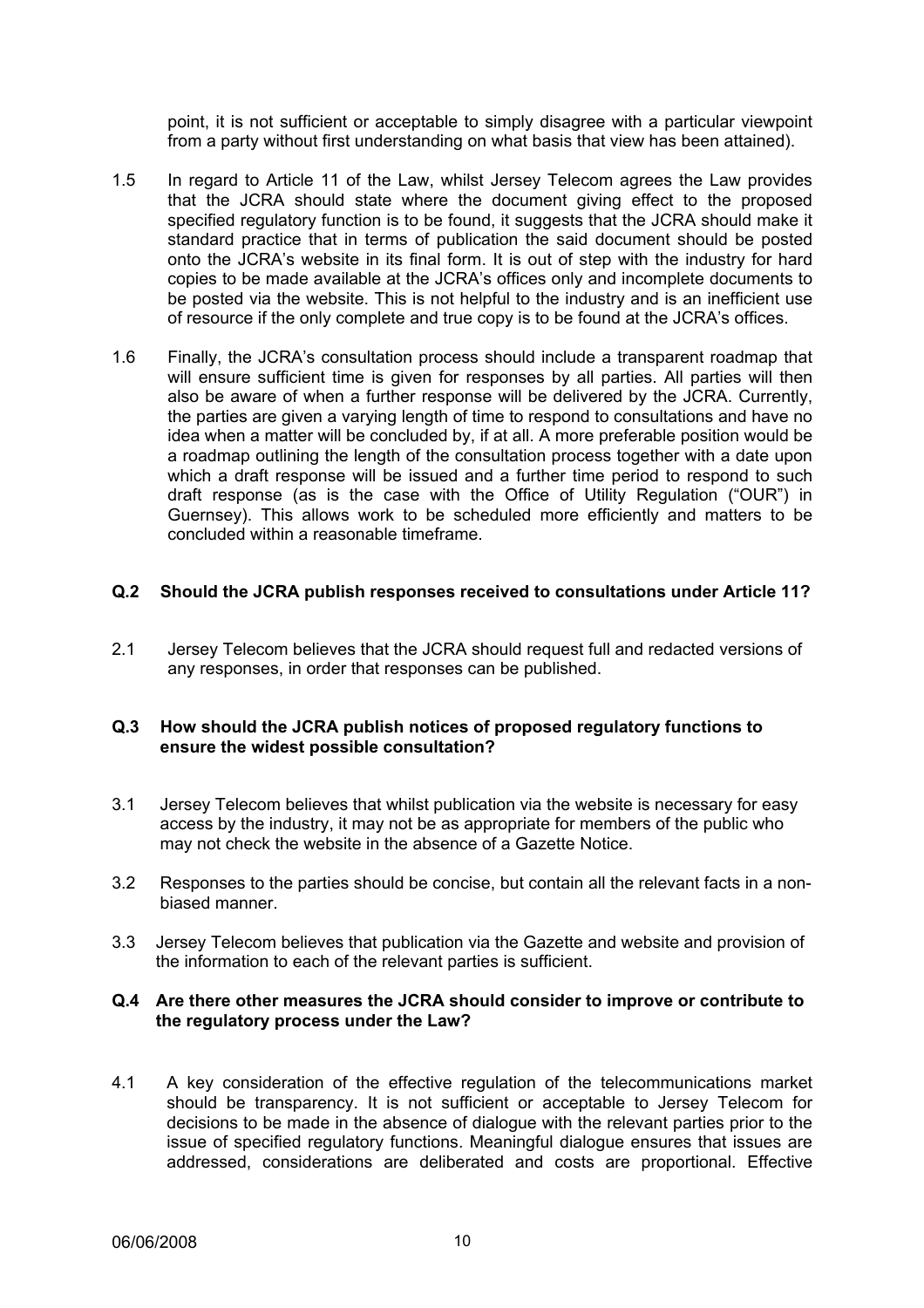point, it is not sufficient or acceptable to simply disagree with a particular viewpoint from a party without first understanding on what basis that view has been attained).

1.5 In regard to Article 11 of the Law, whilst Jersey Telecom agrees the Law provides that the JCRA should state where the document giving effect to the proposed specified regulatory function is to be found, it suggests that the JCRA should make it standard practice that in terms of publication the said document should be posted onto the JCRA's website in its final form. It is out of step with the industry for hard copies to be made available at the JCRA's offices only and incomplete documents to be posted via the website. This is not helpful to the industry and is an inefficient use of resource if the only complete and true copy is to be found at the JCRA's offices.

1.6 Finally, the JCRA's consultation process should include a transparent roadmap that will ensure sufficient time is given for responses by all parties. All parties will then also be aware of when a further response will be delivered by the JCRA. Currently, the parties are given a varying length of time to respond to consultations and have no idea when a matter will be concluded by, if at all. A more preferable position would be a roadmap outlining the length of the consultation process together with a date upon which a draft response will be issued and a further time period to respond to such draft response (as is the case with the Office of Utility Regulation ("OUR") in Guernsey). This allows work to be scheduled more efficiently and matters to be concluded within a reasonable timeframe.

**Q.2 Should the JCRA publish responses received to consultations under Article 11?**

2.1 Jersey Telecom believes that the JCRA should request full and redacted versions of any responses, in order that responses can be published.

**Q.3 How should the JCRA publish notices of proposed regulatory functions to ensure the widest possible consultation?**

3.1 Jersey Telecom believes that whilst publication via the website is necessary for easy access by the industry, it may not be as appropriate for members of the public who may not check the website in the absence of a Gazette Notice.

3.2 Responses to the parties should be concise, but contain all the relevant facts in a non-biased manner.

3.3 Jersey Telecom believes that publication via the Gazette and website and provision of the information to each of the relevant parties is sufficient.

**Q.4 Are there other measures the JCRA should consider to improve or contribute to the regulatory process under the Law?**

4.1 A key consideration of the effective regulation of the telecommunications market should be transparency. It is not sufficient or acceptable to Jersey Telecom for decisions to be made in the absence of dialogue with the relevant parties prior to the issue of specified regulatory functions. Meaningful dialogue ensures that issues are addressed, considerations are deliberated and costs are proportional. Effective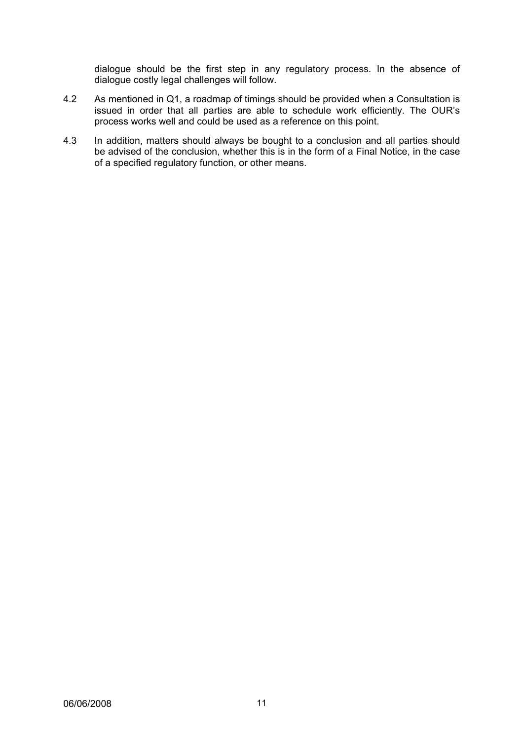dialogue should be the first step in any regulatory process. In the absence of dialogue costly legal challenges will follow.

4.2 As mentioned in Q1, a roadmap of timings should be provided when a Consultation is issued in order that all parties are able to schedule work efficiently. The OUR's process works well and could be used as a reference on this point.

4.3 In addition, matters should always be bought to a conclusion and all parties should be advised of the conclusion, whether this is in the form of a Final Notice, in the case of a specified regulatory function, or other means.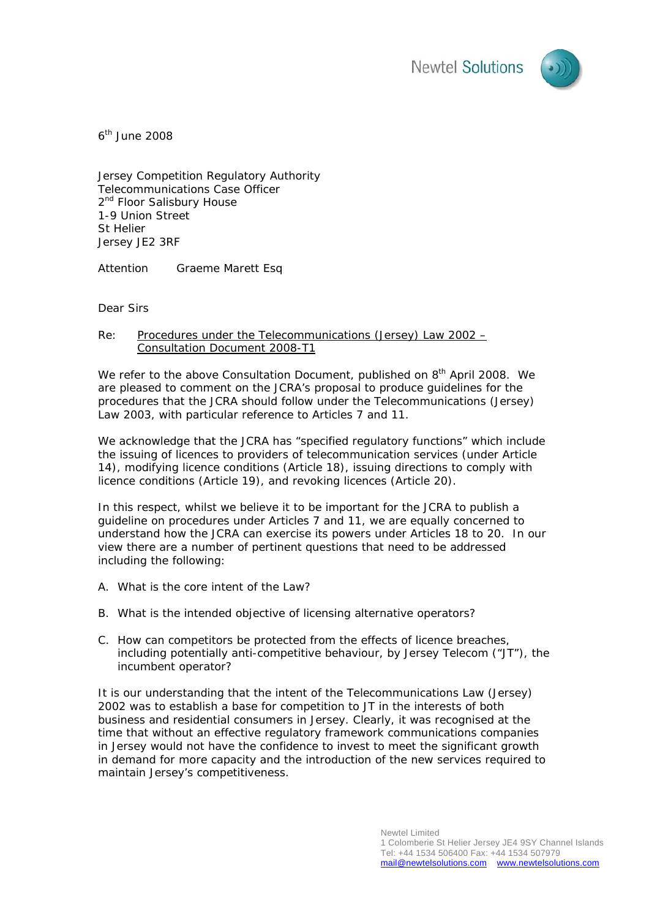Newtel Solutions

6th June 2008

Jersey Competition Regulatory Authority
Telecommunications Case Officer
2nd Floor Salisbury House
1-9 Union Street
St Helier
Jersey JE2 3RF

Attention Graeme Marett Esq

Dear Sirs

Re: Procedures under the Telecommunications (Jersey) Law 2002 – Consultation Document 2008-T1

We refer to the above Consultation Document, published on 8th April 2008. We are pleased to comment on the JCRA's proposal to produce guidelines for the procedures that the JCRA should follow under the Telecommunications (Jersey) Law 2003, with particular reference to Articles 7 and 11.

We acknowledge that the JCRA has "specified regulatory functions" which include the issuing of licences to providers of telecommunication services (under Article 14), modifying licence conditions (Article 18), issuing directions to comply with licence conditions (Article 19), and revoking licences (Article 20).

In this respect, whilst we believe it to be important for the JCRA to publish a guideline on procedures under Articles 7 and 11, we are equally concerned to understand how the JCRA can exercise its powers under Articles 18 to 20. In our view there are a number of pertinent questions that need to be addressed including the following:

A. What is the core intent of the Law?

B. What is the intended objective of licensing alternative operators?

C. How can competitors be protected from the effects of licence breaches, including potentially anti-competitive behaviour, by Jersey Telecom ("JT"), the incumbent operator?

It is our understanding that the intent of the Telecommunications Law (Jersey) 2002 was to establish a base for competition to JT in the interests of both business and residential consumers in Jersey. Clearly, it was recognised at the time that without an effective regulatory framework communications companies in Jersey would not have the confidence to invest to meet the significant growth in demand for more capacity and the introduction of the new services required to maintain Jersey's competitiveness.

Newtel Limited
1 Colomberie St Helier Jersey JE4 9SY Channel Islands
Tel: +44 1534 506400 Fax: +44 1534 507979
mail@newtelsolutions.com www.newtelsolutions.com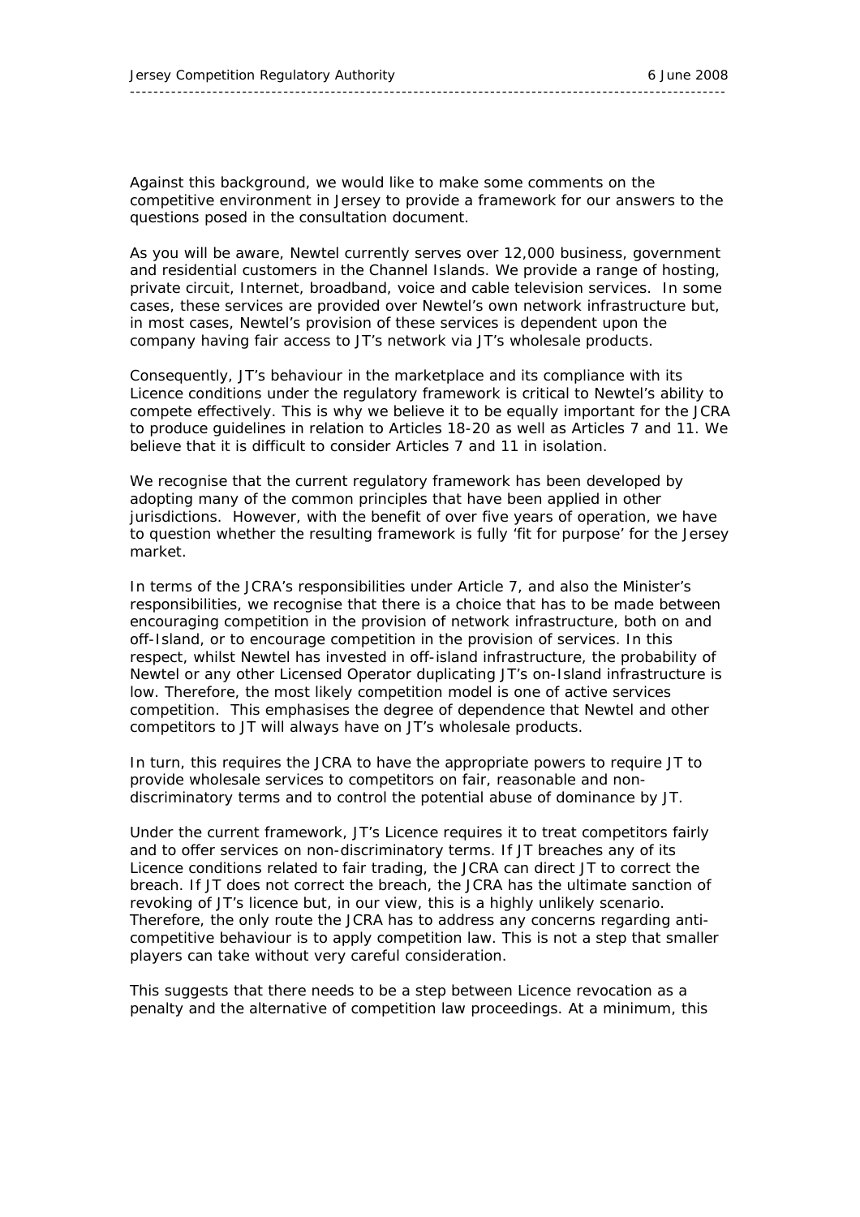Against this background, we would like to make some comments on the competitive environment in Jersey to provide a framework for our answers to the questions posed in the consultation document.

As you will be aware, Newtel currently serves over 12,000 business, government and residential customers in the Channel Islands. We provide a range of hosting, private circuit, Internet, broadband, voice and cable television services. In some cases, these services are provided over Newtel's own network infrastructure but, in most cases, Newtel's provision of these services is dependent upon the company having fair access to JT's network via JT's wholesale products.

Consequently, JT's behaviour in the marketplace and its compliance with its Licence conditions under the regulatory framework is critical to Newtel's ability to compete effectively. This is why we believe it to be equally important for the JCRA to produce guidelines in relation to Articles 18-20 as well as Articles 7 and 11. We believe that it is difficult to consider Articles 7 and 11 in isolation.

We recognise that the current regulatory framework has been developed by adopting many of the common principles that have been applied in other jurisdictions. However, with the benefit of over five years of operation, we have to question whether the resulting framework is fully 'fit for purpose' for the Jersey market.

In terms of the JCRA's responsibilities under Article 7, and also the Minister's responsibilities, we recognise that there is a choice that has to be made between encouraging competition in the provision of network infrastructure, both on and off-Island, or to encourage competition in the provision of services. In this respect, whilst Newtel has invested in off-island infrastructure, the probability of Newtel or any other Licensed Operator duplicating JT's on-Island infrastructure is low. Therefore, the most likely competition model is one of active services competition. This emphasises the degree of dependence that Newtel and other competitors to JT will always have on JT's wholesale products.

In turn, this requires the JCRA to have the appropriate powers to require JT to provide wholesale services to competitors on fair, reasonable and non-discriminatory terms and to control the potential abuse of dominance by JT.

Under the current framework, JT's Licence requires it to treat competitors fairly and to offer services on non-discriminatory terms. If JT breaches any of its Licence conditions related to fair trading, the JCRA can direct JT to correct the breach. If JT does not correct the breach, the JCRA has the ultimate sanction of revoking of JT's licence but, in our view, this is a highly unlikely scenario. Therefore, the only route the JCRA has to address any concerns regarding anti-competitive behaviour is to apply competition law. This is not a step that smaller players can take without very careful consideration.

This suggests that there needs to be a step between Licence revocation as a penalty and the alternative of competition law proceedings. At a minimum, this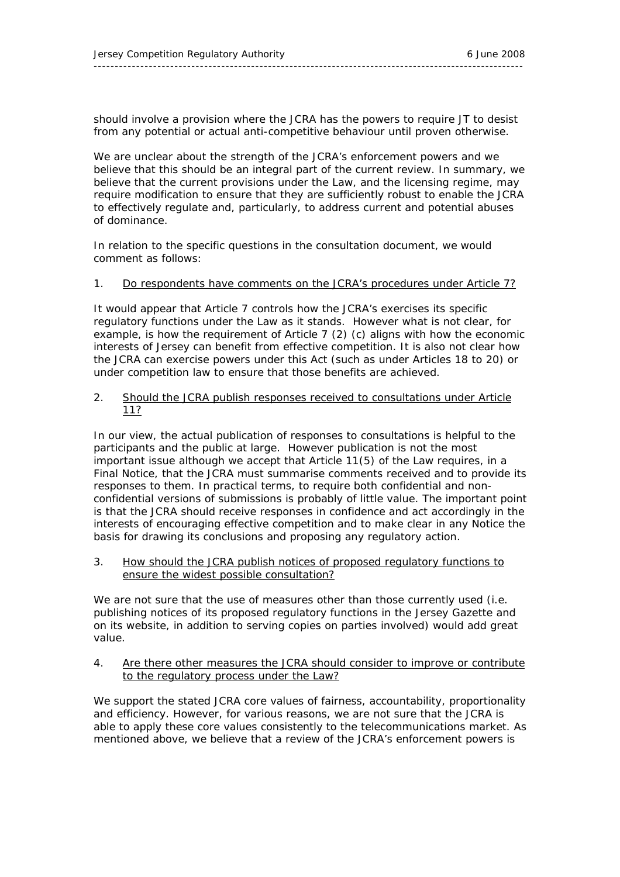should involve a provision where the JCRA has the powers to require JT to desist from any potential or actual anti-competitive behaviour until proven otherwise.

We are unclear about the strength of the JCRA's enforcement powers and we believe that this should be an integral part of the current review. In summary, we believe that the current provisions under the Law, and the licensing regime, may require modification to ensure that they are sufficiently robust to enable the JCRA to effectively regulate and, particularly, to address current and potential abuses of dominance.

In relation to the specific questions in the consultation document, we would comment as follows:

1. <u>Do respondents have comments on the JCRA's procedures under Article 7?</u>

It would appear that Article 7 controls how the JCRA's exercises its specific regulatory functions under the Law as it stands. However what is not clear, for example, is how the requirement of Article 7 (2) (c) aligns with how the economic interests of Jersey can benefit from effective competition. It is also not clear how the JCRA can exercise powers under this Act (such as under Articles 18 to 20) or under competition law to ensure that those benefits are achieved.

2. <u>Should the JCRA publish responses received to consultations under Article 11?</u>

In our view, the actual publication of responses to consultations is helpful to the participants and the public at large. However publication is not the most important issue although we accept that Article 11(5) of the Law requires, in a Final Notice, that the JCRA must summarise comments received and to provide its responses to them. In practical terms, to require both confidential and non-confidential versions of submissions is probably of little value. The important point is that the JCRA should receive responses in confidence and act accordingly in the interests of encouraging effective competition and to make clear in any Notice the basis for drawing its conclusions and proposing any regulatory action.

3. <u>How should the JCRA publish notices of proposed regulatory functions to ensure the widest possible consultation?</u>

We are not sure that the use of measures other than those currently used (i.e. publishing notices of its proposed regulatory functions in the Jersey Gazette and on its website, in addition to serving copies on parties involved) would add great value.

4. <u>Are there other measures the JCRA should consider to improve or contribute to the regulatory process under the Law?</u>

We support the stated JCRA core values of fairness, accountability, proportionality and efficiency. However, for various reasons, we are not sure that the JCRA is able to apply these core values consistently to the telecommunications market. As mentioned above, we believe that a review of the JCRA's enforcement powers is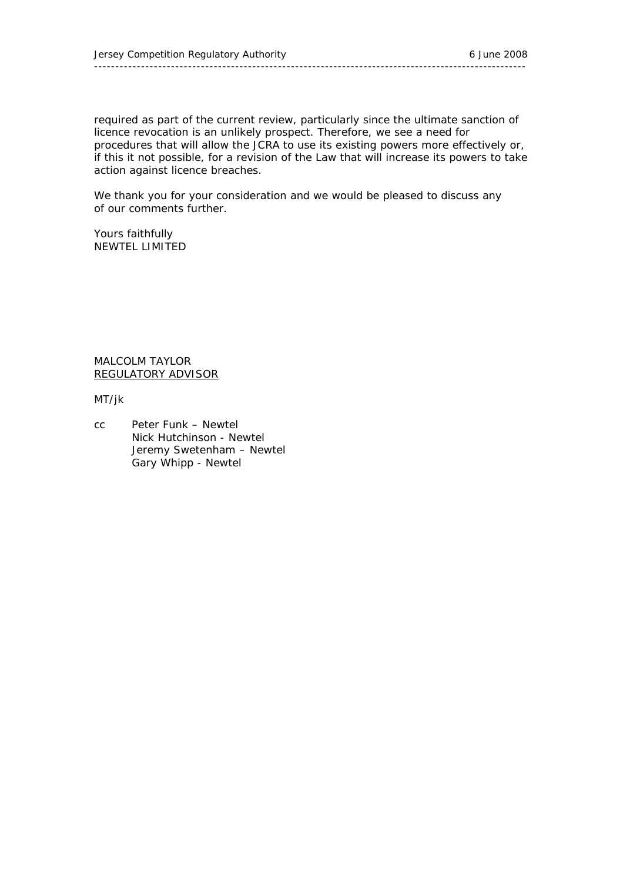required as part of the current review, particularly since the ultimate sanction of licence revocation is an unlikely prospect. Therefore, we see a need for procedures that will allow the JCRA to use its existing powers more effectively or, if this it not possible, for a revision of the Law that will increase its powers to take action against licence breaches.

We thank you for your consideration and we would be pleased to discuss any of our comments further.

Yours faithfully
NEWTEL LIMITED

MALCOLM TAYLOR
REGULATORY ADVISOR

MT/jk

cc Peter Funk – Newtel
Nick Hutchinson - Newtel
Jeremy Swetenham – Newtel
Gary Whipp - Newtel